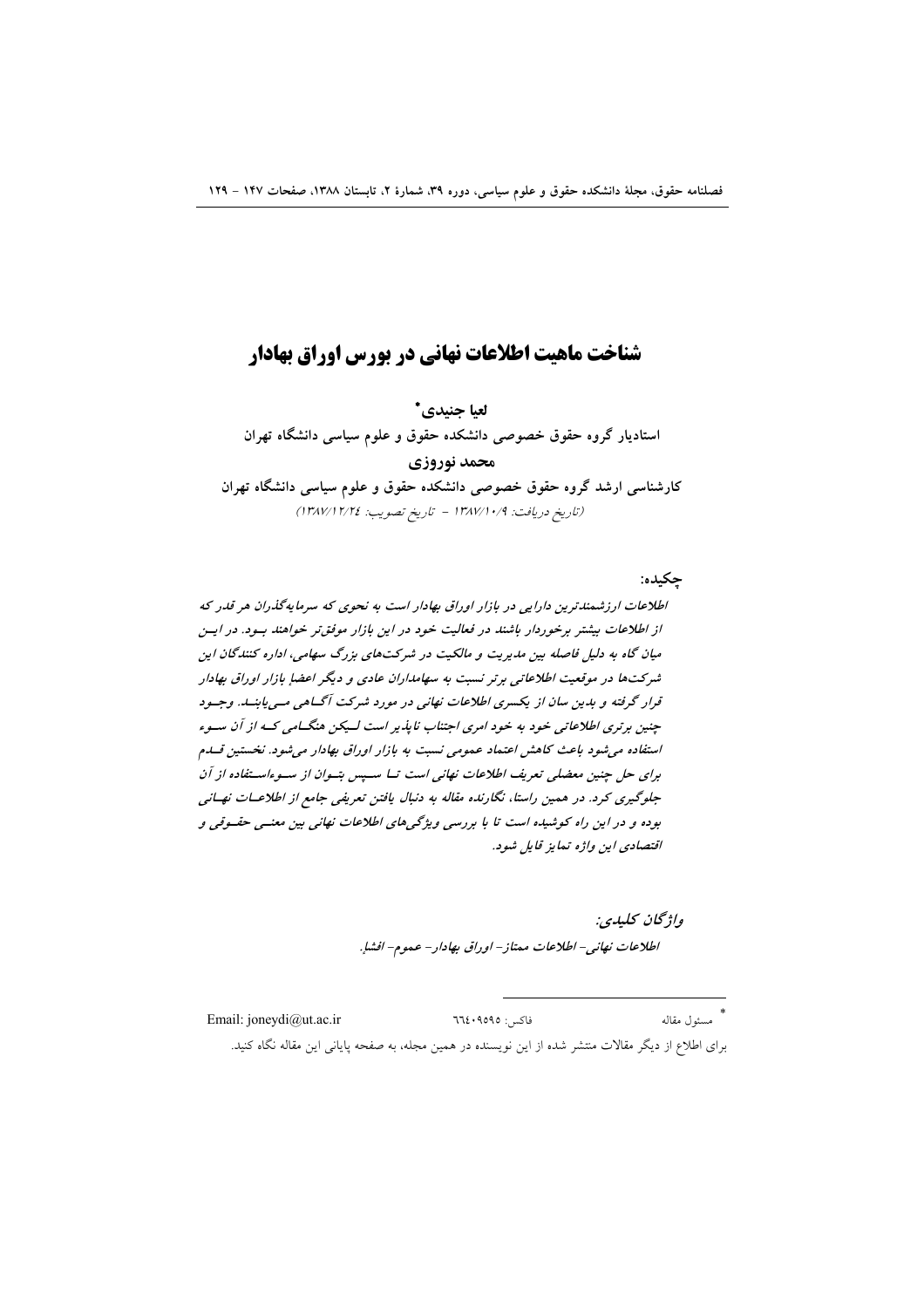# شناخت ماهیت اطلاعات نهانی در بورس اوراق بهادار

**لعیا جنیدی***

**استادیار گروه حقوق خصوصی دانشکده حقوق و علوم سیاسی دانشگاه تهران**

**محمد نوروزی**

**کارشناسی ارشد گروه حقوق خصوصی دانشکده حقوق و علوم سیاسی دانشگاه تهران**

(تاریخ دریافت: ۱۳۸۷/۱۰/۹ - تاریخ تصویب: ۱۳۸۷/۱۲/۲٤)

**چکیده:**

*اطلاعات ارزشمندترین دارایی در بازار اوراق بهادار است به نحوی که سرمایه‌گذران هر قدر که از اطلاعات بیشتر برخوردار باشند در فعالیت خود در این بازار موفق‌تر خواهند بود. در این میان گاه به دلیل فاصله بین مدیریت و مالکیت در شرکت‌های بزرگ سهامی، اداره کنندگان این شرکت‌ها در موقعیت اطلاعاتی برتر نسبت به سهامداران عادی و دیگر اعضا بازار اوراق بهادار قرار گرفته و بدین سان از یکسری اطلاعات نهانی در مورد شرکت آگاهی می‌یابند. وجود چنین برتری اطلاعاتی خود به خود امری اجتناب ناپذیر است لیکن هنگامی که از آن سوء استفاده می‌شود باعث کاهش اعتماد عمومی نسبت به بازار اوراق بهادار می‌شود. نخستین قدم برای حل چنین معضلی تعریف اطلاعات نهانی است تا سپس بتوان از سوءاستفاده از آن جلوگیری کرد. در همین راستا، نگارنده مقاله به دنبال یافتن تعریفی جامع از اطلاعات نهانی بوده و در این راه کوشیده است تا با بررسی ویژگی‌های اطلاعات نهانی بین معنی حقوقی و اقتصادی این واژه تمایز قایل شود.*

***واژگان کلیدی:***

*اطلاعات نهانی- اطلاعات ممتاز- اوراق بهادار- عموم- افشا.*

---

* مسئول مقاله    فاکس: ٦٦٤٠٩٥٩٥    Email: joneydi@ut.ac.ir

برای اطلاع از دیگر مقالات منتشر شده از این نویسنده در همین مجله، به صفحه پایانی این مقاله نگاه کنید.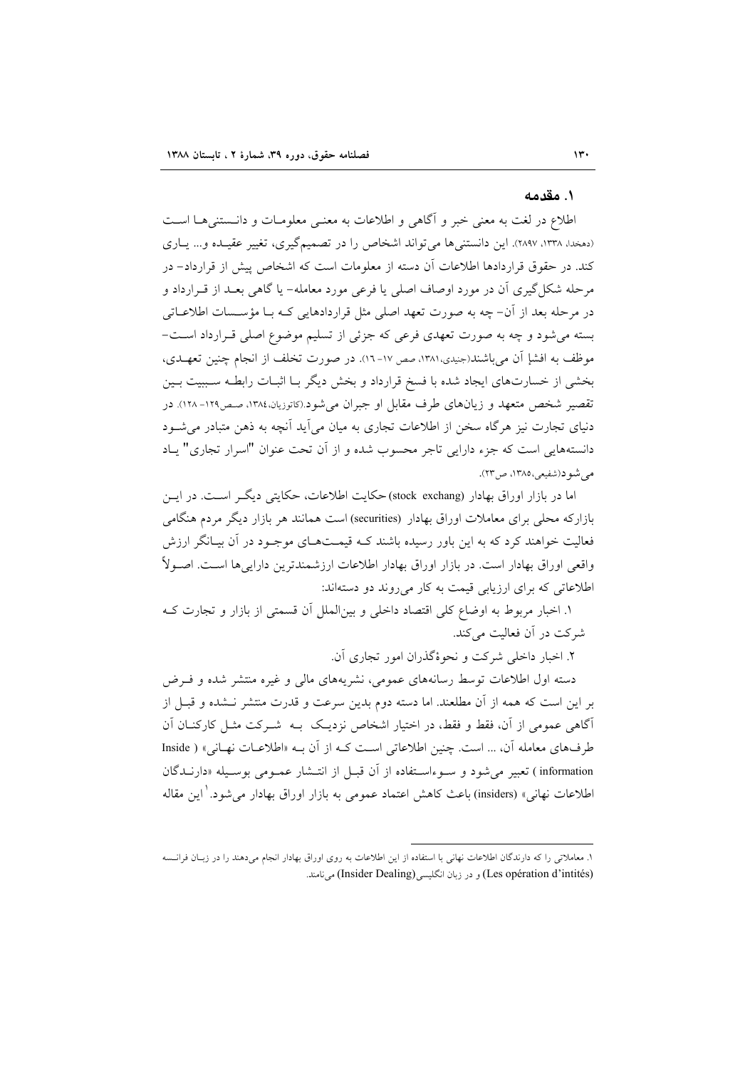## ۱. مقدمه

اطلاع در لغت به معنی خبر و آگاهی و اطلاعات به معنـی معلومـات و دانـستنی‌هـا اسـت (دهخدا، ۱۳۳۸، ۲۸۹۷). این دانستنی‌ها می‌تواند اشخاص را در تصمیم‌گیری، تغییر عقیـده و... یـاری کند. در حقوق قراردادها اطلاعات آن دسته از معلومات است که اشخاص پیش از قرارداد- در مرحله شکل‌گیری آن در مورد اوصاف اصلی یا فرعی مورد معامله- یا گاهی بعـد از قـرارداد و در مرحله بعد از آن- چه به صورت تعهد اصلی مثل قراردادهایی کـه بـا مؤسـسات اطلاعـاتی بسته می‌شود و چه به صورت تعهدی فرعی که جزئی از تسلیم موضوع اصلی قـرارداد اسـت- موظف به افشإ آن می‌باشند(جنیدی،۱۳۸۱، صص ۱۷- ۱۶). در صورت تخلف از انجام چنین تعهـدی، بخشی از خسارت‌های ایجاد شده با فسخ قرارداد و بخش دیگر بـا اثبـات رابطـه سـببیت بـین تقصیر شخص متعهد و زیان‌های طرف مقابل او جبران می‌شود.(کاتوزیان،۱۳۸٤، صص۱۲۹- ۱۲۸). در دنیای تجارت نیز هرگاه سخن از اطلاعات تجاری به میان می‌آید آنچه به ذهن متبادر می‌شـود دانسته‌هایی است که جزء دارایی تاجر محسوب شده و از آن تحت عنوان "اسرار تجاری" یـاد می‌شود(شفیعی،۱۳۸۵، ص۲۳).

اما در بازار اوراق بهادار (stock exchang) حکایت اطلاعات، حکایتی دیگـر اسـت. در ایـن بازارکه محلی برای معاملات اوراق بهادار (securities) است همانند هر بازار دیگر مردم هنگامی فعالیت خواهند کرد که به این باور رسیده باشند کـه قیمـت‌هـای موجـود در آن بیـانگر ارزش واقعی اوراق بهادار است. در بازار اوراق بهادار اطلاعات ارزشمندترین دارایی‌ها اسـت. اصـولاً اطلاعاتی که برای ارزیابی قیمت به کار می‌روند دو دسته‌اند:

۱. اخبار مربوط به اوضاع کلی اقتصاد داخلی و بین‌الملل آن قسمتی از بازار و تجارت کـه شرکت در آن فعالیت می‌کند.

۲. اخبار داخلی شرکت و نحوهٔ‌گذران امور تجاری آن.

دسته اول اطلاعات توسط رسانه‌های عمومی، نشریه‌های مالی و غیره منتشر شده و فـرض بر این است که همه از آن مطلعند. اما دسته دوم بدین سرعت و قدرت منتشر نـشده و قبـل از آگاهی عمومی از آن، فقط و فقط، در اختیار اشخاص نزدیـک بـه شـرکت مثـل کارکنـان آن طرف‌های معامله آن، ... است. چنین اطلاعاتی اسـت کـه از آن بـه «اطلاعـات نهـانی» ( Inside information ) تعبیر می‌شود و سـوءاسـتفاده از آن قبـل از انتـشار عمـومی بوسـیله «دارنـدگان اطلاعات نهانی» (insiders) باعث کاهش اعتماد عمومی به بازار اوراق بهادار می‌شود.[۱] این مقاله

---

۱. معاملاتی را که دارندگان اطلاعات نهانی با استفاده از این اطلاعات به روی اوراق بهادار انجام می‌دهند را در زبـان فرانـسه (Les opération d'intités) و در زبان انگلیسی(Insider Dealing) می‌نامند.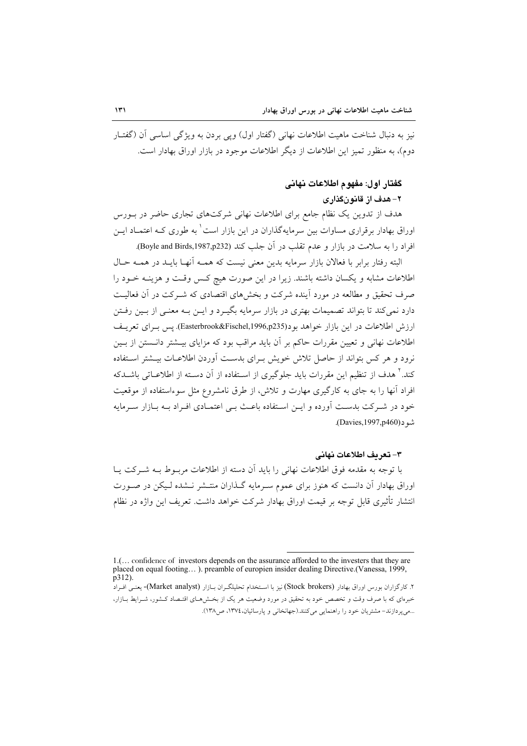نیز به دنبال شناخت ماهیت اطلاعات نهانی (گفتار اول) وپی بردن به ویژگی اساسی آن (گفتار دوم)، به منظور تمیز این اطلاعات از دیگر اطلاعات موجود در بازار اوراق بهادار است.

## گفتار اول: مفهوم اطلاعات نهانی

### ۲- هدف از قانون‌گذاری

هدف از تدوین یک نظام جامع برای اطلاعات نهانی شرکت‌های تجاری حاضر در بورس اوراق بهادار برقراری مساوات بین سرمایه‌گذاران در این بازار است[۱] به طوری که اعتماد این افراد را به سلامت در بازار و عدم تقلب در آن جلب کند (Boyle and Birds,1987,p232).

البته رفتار برابر با فعالان بازار سرمایه بدین معنی نیست که همه آنها باید در همه حال اطلاعات مشابه و یکسان داشته باشند. زیرا در این صورت هیچ کس وقت و هزینه خود را صرف تحقیق و مطالعه در مورد آینده شرکت و بخش‌های اقتصادی که شرکت در آن فعالیت دارد نمی‌کند تا بتواند تصمیمات بهتری در بازار سرمایه بگیرد و این به معنی از بین رفتن ارزش اطلاعات در این بازار خواهد بود(Easterbrook&Fischel,1996,p235). پس برای تعریف اطلاعات نهانی و تعیین مقررات حاکم بر آن باید مراقب بود که مزایای بیشتر دانستن از بین نرود و هر کس بتواند از حاصل تلاش خویش برای بدست آوردن اطلاعات بیشتر استفاده کند.[۲] هدف از تنظیم این مقررات باید جلوگیری از استفاده از آن دسته از اطلاعاتی باشدکه افراد آنها را به جای به کارگیری مهارت و تلاش، از طرق نامشروع مثل سوءاستفاده از موقعیت خود در شرکت بدست آورده و این استفاده باعث بی اعتمادی افراد به بازار سرمایه شود(Davies,1997,p460).

### ۳- تعریف اطلاعات نهانی

با توجه به مقدمه فوق اطلاعات نهانی را باید آن دسته از اطلاعات مربوط به شرکت یا اوراق بهادار آن دانست که هنوز برای عموم سرمایه گذاران منتشر نشده لیکن در صورت انتشار تأثیری قابل توجه بر قیمت اوراق بهادار شرکت خواهد داشت. تعریف این واژه در نظام

---

1.(… confidence of investors depends on the assurance afforded to the investers that they are placed on equal footing… ). preamble of europien insider dealing Directive.(Vanessa, 1999, p312).

۲. کارگزاران بورس اوراق بهادار (Stock brokers) نیز با استخدام تحلیلگران بازار (Market analyst)- یعنی افراد خبره‌ای که با صرف وقت و تخصص خود به تحقیق در مورد وضعیت هر یک از بخش‌های اقتصاد کشور، شرایط بازار، ...می‌پردازند- مشتریان خود را راهنمایی می‌کنند.(جهانخانی و پارسائیان،۱۳۷٤، ص۱۳۸).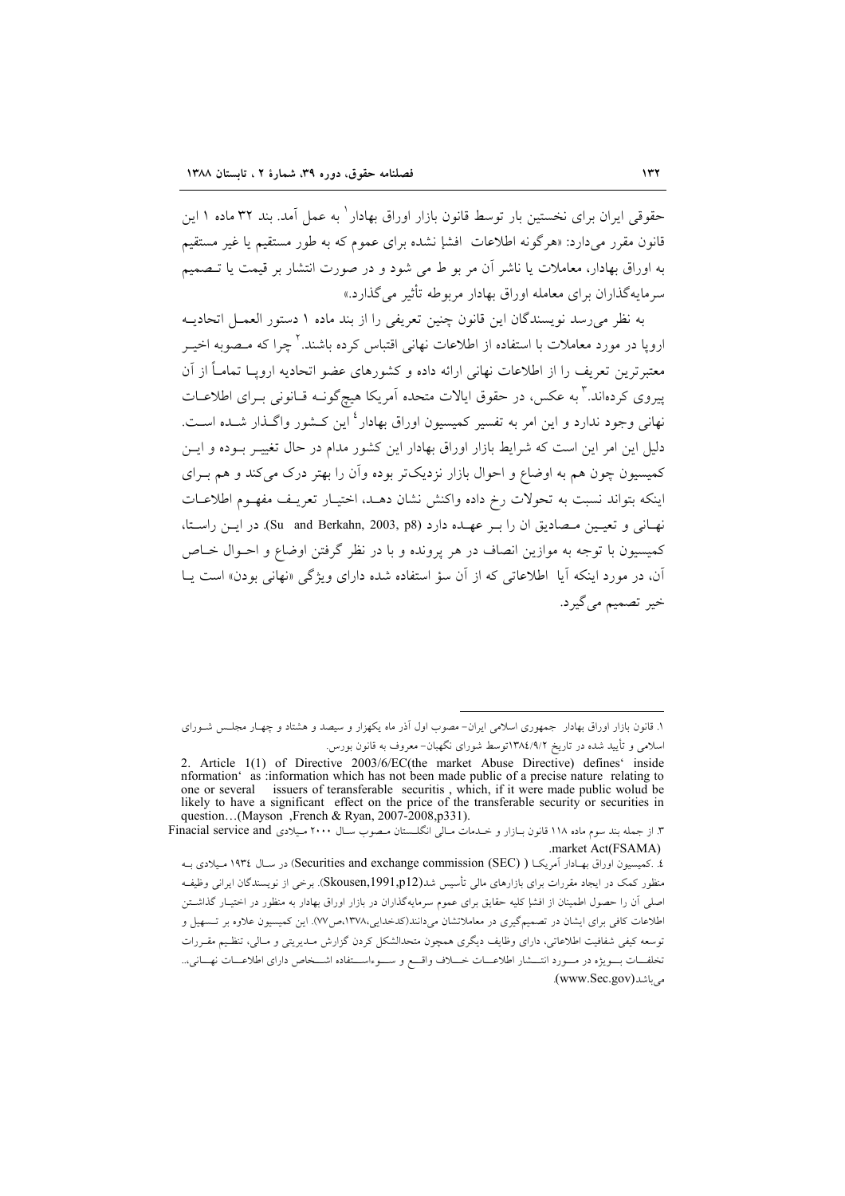حقوقی ایران برای نخستین بار توسط قانون بازار اوراق بهادار[1] به عمل آمد. بند ۳۲ ماده ۱ این قانون مقرر می‌دارد: «هرگونه اطلاعات افشا نشده برای عموم که به طور مستقیم یا غیر مستقیم به اوراق بهادار، معاملات یا ناشر آن مر بو ط می شود و در صورت انتشار بر قیمت یا تـصمیم سرمایه‌گذاران برای معامله اوراق بهادار مربوطه تأثیر می‌گذارد.»

به نظر می‌رسد نویسندگان این قانون چنین تعریفی را از بند ماده ۱ دستور العمـل اتحادیـه اروپا در مورد معاملات با استفاده از اطلاعات نهانی اقتباس کرده باشند.[2] چرا که مـصوبه اخیـر معتبرترین تعریف را از اطلاعات نهانی ارائه داده و کشورهای عضو اتحادیه اروپـا تماماً از آن پیروی کرده‌اند.[3] به عکس، در حقوق ایالات متحده آمریکا هیچ‌گونـه قـانونی بـرای اطلاعـات نهانی وجود ندارد و این امر به تفسیر کمیسیون اوراق بهادار[4] این کـشور واگـذار شـده اسـت. دلیل این امر این است که شرایط بازار اوراق بهادار این کشور مدام در حال تغییـر بـوده و ایـن کمیسیون چون هم به اوضاع و احوال بازار نزدیک‌تر بوده وآن را بهتر درک می‌کند و هم بـرای اینکه بتواند نسبت به تحولات رخ داده واکنش نشان دهـد، اختیـار تعریـف مفهـوم اطلاعـات نهـانی و تعیـین مـصادیق ان را بـر عهـده دارد (Su and Berkahn, 2003, p8). در ایـن راسـتا، کمیسیون با توجه به موازین انصاف در هر پرونده و با در نظر گرفتن اوضاع و احـوال خـاص آن، در مورد اینکه آیا اطلاعاتی که از آن سؤ استفاده شده دارای ویژگی «نهانی بودن» است یـا خیر تصمیم می‌گیرد.

---

۱. قانون بازار اوراق بهادار جمهوری اسلامی ایران- مصوب اول آذر ماه یکهزار و سیصد و هشتاد و چهـار مجلـس شـورای اسلامی و تأیید شده در تاریخ ۱۳۸٤/۹/۲توسط شورای نگهبان- معروف به قانون بورس.

2. Article 1(1) of Directive 2003/6/EC(the market Abuse Directive) defines' inside nformation' as :information which has not been made public of a precise nature relating to one or several issuers of teransferable securitis , which, if it were made public wolud be likely to have a significant effect on the price of the transferable security or securities in question…(Mayson ,French & Ryan, 2007-2008,p331).

۳. از جمله بند سوم ماده ۱۱۸ قانون بـازار و خـدمات مـالی انگلـستان مـصوب سـال ۲۰۰۰ مـیلادی Finacial service and market Act(FSAMA).

٤. کمیسیون اوراق بهـادار آمریکـا ( Securities and exchange commission (SEC)) در سـال ۱۹۳٤ مـیلادی بـه منظور کمک در ایجاد مقررات برای بازارهای مالی تأسیس شد(Skousen,1991,p12). برخی از نویسندگان ایرانی وظیفـه اصلی آن را حصول اطمینان از افشا کلیه حقایق برای عموم سرمایه‌گذاران در بازار اوراق بهادار به منظور در اختیـار گذاشـتن اطلاعات کافی برای ایشان در تصمیم‌گیری در معاملاتشان می‌دانند(کدخدایی،۱۳۷۸،ص۷۷). این کمیسیون علاوه بر تـسهیل و توسعه کیفی شفافیت اطلاعاتی، دارای وظایف دیگری همچون متحدالشکل کردن گزارش مـدیریتی و مـالی، تنظـیم مقـررات تخلفـات بـویژه در مـورد انتـشار اطلاعـات خـلاف واقـع و سـوءاسـتفاده اشـخاص دارای اطلاعـات نهـانی.. می‌باشد(www.Sec.gov).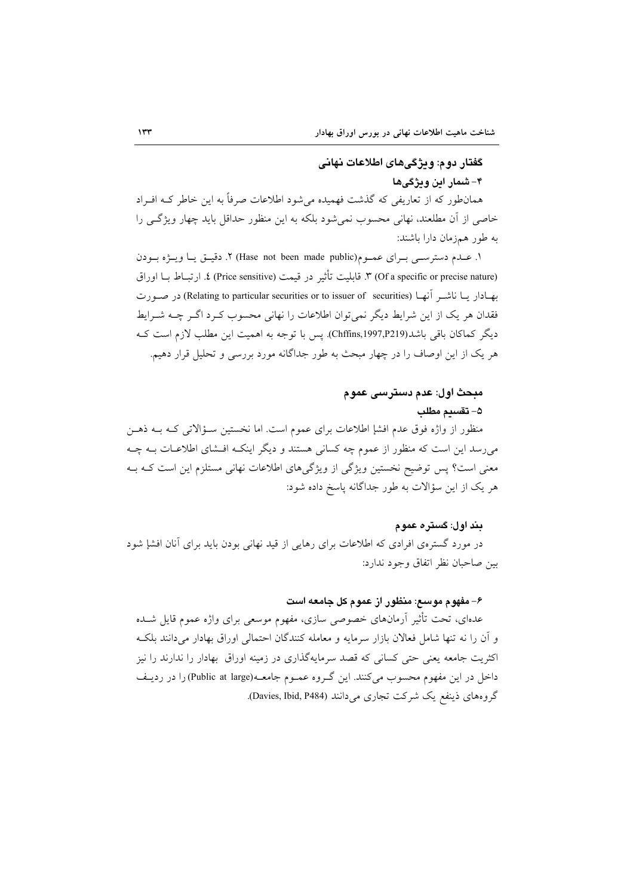## گفتار دوم: ویژگی‌های اطلاعات نهانی

### ۴- شمار این ویژگی‌ها

همان‌طور که از تعاریفی که گذشت فهمیده می‌شود اطلاعات صرفاً به این خاطر کـه افـراد خاصی از آن مطلعند، نهانی محسوب نمی‌شود بلکه به این منظور حداقل باید چهار ویژگـی را به طور هم‌زمان دارا باشند:

۱. عـدم دسترسـی بـرای عمـوم(Hase not been made public) ۲. دقیـق یـا ویـژه بـودن (Of a specific or precise nature) ۳. قابلیت تأثیر در قیمت (Price sensitive) ٤. ارتبـاط بـا اوراق بهـادار یـا ناشـر آنهـا (Relating to particular securities or to issuer of securities) در صـورت فقدان هر یک از این شرایط دیگر نمی‌توان اطلاعات را نهانی محسوب کـرد اگـر چـه شـرایط دیگر کماکان باقی باشد(Chffins,1997,P219). پس با توجه به اهمیت این مطلب لازم است کـه هر یک از این اوصاف را در چهار مبحث به طور جداگانه مورد بررسی و تحلیل قرار دهیم.

## مبحث اول: عدم دسترسی عموم

### ۵- تقسیم مطلب

منظور از واژه فوق عدم افشا اطلاعات برای عموم است. اما نخستین سـؤالاتی کـه بـه ذهـن می‌رسد این است که منظور از عموم چه کسانی هستند و دیگر اینکـه افـشای اطلاعـات بـه چـه معنی است؟ پس توضیح نخستین ویژگی از ویژگی‌های اطلاعات نهانی مستلزم این است کـه بـه هر یک از این سؤالات به طور جداگانه پاسخ داده شود:

### بند اول: گستره عموم

در مورد گستره‌ی افرادی که اطلاعات برای رهایی از قید نهانی بودن باید برای آنان افشا شود بین صاحبان نظر اتفاق وجود ندارد:

#### ۶- مفهوم موسع: منظور از عموم کل جامعه است

عده‌ای، تحت تأثیر آرمان‌های خصوصی سازی، مفهوم موسعی برای واژه عموم قایل شـده و آن را نه تنها شامل فعالان بازار سرمایه و معامله کنندگان احتمالی اوراق بهادار می‌دانند بلکـه اکثریت جامعه یعنی حتی کسانی که قصد سرمایه‌گذاری در زمینه اوراق بهادار را ندارند را نیز داخل در این مفهوم محسوب می‌کنند. این گـروه عمـوم جامعـه(Public at large) را در ردیـف گروه‌های ذینفع یک شرکت تجاری می‌دانند (Davies, Ibid, P484).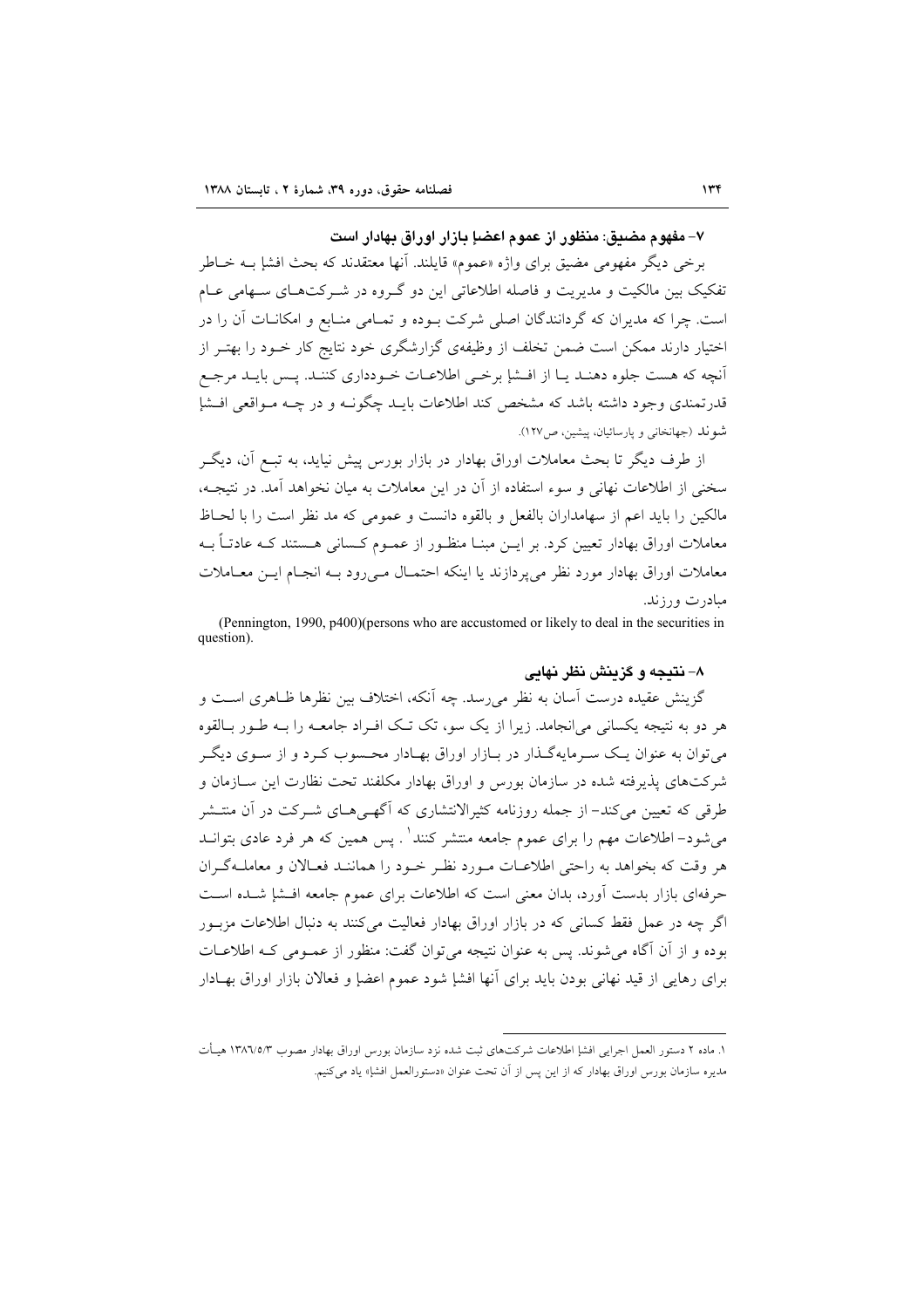### ۷- مفهوم مضیق: منظور از عموم اعضا بازار اوراق بهادار است

برخی دیگر مفهومی مضیق برای واژه «عموم» قایلند. آنها معتقدند که بحث افشا بـه خـاطر تفکیک بین مالکیت و مدیریت و فاصله اطلاعاتی این دو گـروه در شـرکت‌هـای سـهامی عـام است. چرا که مدیران که گردانندگان اصلی شرکت بـوده و تمـامی منـابع و امکانـات آن را در اختیار دارند ممکن است ضمن تخلف از وظیفه‌ی گزارشگری خود نتایج کار خـود را بهتـر از آنچه که هست جلوه دهنـد یـا از افـشا برخـی اطلاعـات خـودداری کننـد. پـس بایـد مرجـع قدرتمندی وجود داشته باشد که مشخص کند اطلاعات بایـد چگونـه و در چـه مـواقعی افـشا شوند (جهانخانی و پارسائیان، پیشین، ص۱۲۷).

از طرف دیگر تا بحث معاملات اوراق بهادار در بازار بورس پیش نیاید، به تبـع آن، دیگـر سخنی از اطلاعات نهانی و سوء استفاده از آن در این معاملات به میان نخواهد آمد. در نتیجـه، مالکین را باید اعم از سهامداران بالفعل و بالقوه دانست و عمومی که مد نظر است را با لحـاظ معاملات اوراق بهادار تعیین کرد. بر ایـن مبنـا منظـور از عمـوم کـسانی هـستند کـه عادتـاً بـه معاملات اوراق بهادار مورد نظر می‌پردازند یا اینکه احتمـال مـی‌رود بـه انجـام ایـن معـاملات مبادرت ورزند.

(Pennington, 1990, p400)(persons who are accustomed or likely to deal in the securities in question).

### ۸- نتیجه و گزینش نظر نهایی

گزینش عقیده درست آسان به نظر می‌رسد. چه آنکه، اختلاف بین نظرها ظـاهری اسـت و هر دو به نتیجه یکسانی می‌انجامد. زیرا از یک سو، تک تـک افـراد جامعـه را بـه طـور بـالقوه می‌توان به عنوان یـک سـرمایه‌گـذار در بـازار اوراق بهـادار محـسوب کـرد و از سـوی دیگـر شرکت‌های پذیرفته شده در سازمان بورس و اوراق بهادار مکلفند تحت نظارت این سـازمان و طرقی که تعیین می‌کند- از جمله روزنامه کثیرالانتشاری که آگهـی‌هـای شـرکت در آن منتـشر می‌شود- اطلاعات مهم را برای عموم جامعه منتشر کنند[1]. پس همین که هر فرد عادی بتوانـد هر وقت که بخواهد به راحتی اطلاعـات مـورد نظـر خـود را هماننـد فعـالان و معاملـه‌گـران حرفه‌ای بازار بدست آورد، بدان معنی است که اطلاعات برای عموم جامعه افـشا شـده اسـت اگر چه در عمل فقط کسانی که در بازار اوراق بهادار فعالیت می‌کنند به دنبال اطلاعات مزبـور بوده و از آن آگاه می‌شوند. پس به عنوان نتیجه می‌توان گفت: منظور از عمـومی کـه اطلاعـات برای رهایی از قید نهانی بودن باید برای آنها افشا شود عموم اعضا و فعالان بازار اوراق بهـادار

---

۱. ماده ۲ دستور العمل اجرایی افشا اطلاعات شرکت‌های ثبت شده نزد سازمان بورس اوراق بهادار مصوب ۱۳۸۶/۵/۳ هیـأت مدیره سازمان بورس اوراق بهادار که از این پس از آن تحت عنوان «دستورالعمل افشا» یاد می‌کنیم.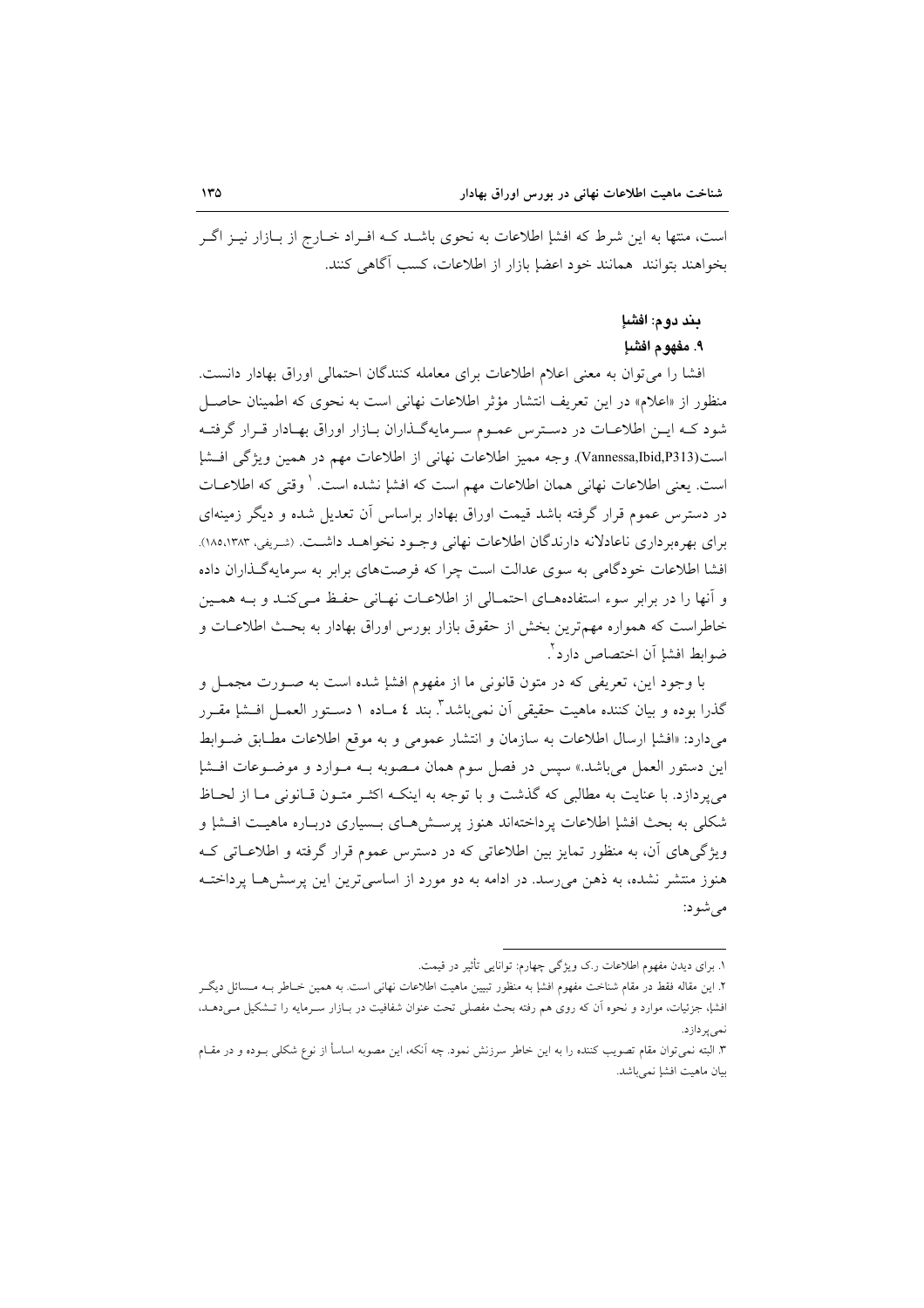است، منتها به این شرط که افشا اطلاعات به نحوی باشد که افراد خارج از بازار نیز اگر بخواهند بتوانند همانند خود اعضا بازار از اطلاعات، کسب آگاهی کنند.

### بند دوم: افشا

### ۹. مفهوم افشا

افشا را می‌توان به معنی اعلام اطلاعات برای معامله کنندگان احتمالی اوراق بهادار دانست. منظور از «اعلام» در این تعریف انتشار مؤثر اطلاعات نهانی است به نحوی که اطمینان حاصل شود که این اطلاعات در دسترس عموم سرمایه‌گذاران بازار اوراق بهادار قرار گرفته است(Vannessa,Ibid,P313). وجه ممیز اطلاعات نهانی از اطلاعات مهم در همین ویژگی افشا است. یعنی اطلاعات نهانی همان اطلاعات مهم است که افشا نشده است.[1] وقتی که اطلاعات در دسترس عموم قرار گرفته باشد قیمت اوراق بهادار براساس آن تعدیل شده و دیگر زمینه‌ای برای بهره‌برداری ناعادلانه دارندگان اطلاعات نهانی وجود نخواهد داشت. (شریفی، ۱۳۸۳،۱۸۵). افشا اطلاعات خودگامی به سوی عدالت است چرا که فرصت‌های برابر به سرمایه‌گذاران داده و آنها را در برابر سوء استفاده‌های احتمالی از اطلاعات نهانی حفظ می‌کند و به همین خاطراست که همواره مهم‌ترین بخش از حقوق بازار بورس اوراق بهادار به بحث اطلاعات و ضوابط افشا آن اختصاص دارد[2].

با وجود این، تعریفی که در متون قانونی ما از مفهوم افشا شده است به صورت مجمل و گذرا بوده و بیان کننده ماهیت حقیقی آن نمی‌باشد[3]. بند ٤ ماده ۱ دستور العمل افشا مقرر می‌دارد: «افشا ارسال اطلاعات به سازمان و انتشار عمومی و به موقع اطلاعات مطابق ضوابط این دستور العمل می‌باشد.» سپس در فصل سوم همان مصوبه به موارد و موضوعات افشا می‌پردازد. با عنایت به مطالبی که گذشت و با توجه به اینکه اکثر متون قانونی ما از لحاظ شکلی به بحث افشا اطلاعات پرداخته‌اند هنوز پرسش‌های بسیاری درباره ماهیت افشا و ویژگی‌های آن، به منظور تمایز بین اطلاعاتی که در دسترس عموم قرار گرفته و اطلاعاتی که هنوز منتشر نشده، به ذهن می‌رسد. در ادامه به دو مورد از اساسی‌ترین این پرسش‌ها پرداخته می‌شود:

---

۱. برای دیدن مفهوم اطلاعات ر.ک ویژگی چهارم: توانایی تأثیر در قیمت.

۲. این مقاله فقط در مقام شناخت مفهوم افشا به منظور تبیین ماهیت اطلاعات نهانی است. به همین خاطر به مسائل دیگر افشا، جزئیات، موارد و نحوه آن که روی هم رفته بحث مفصلی تحت عنوان شفافیت در بازار سرمایه را تشکیل می‌دهد، نمی‌پردازد.

۳. البته نمی‌توان مقام تصویب کننده را به این خاطر سرزنش نمود. چه آنکه، این مصوبه اساساً از نوع شکلی بوده و در مقام بیان ماهیت افشا نمی‌باشد.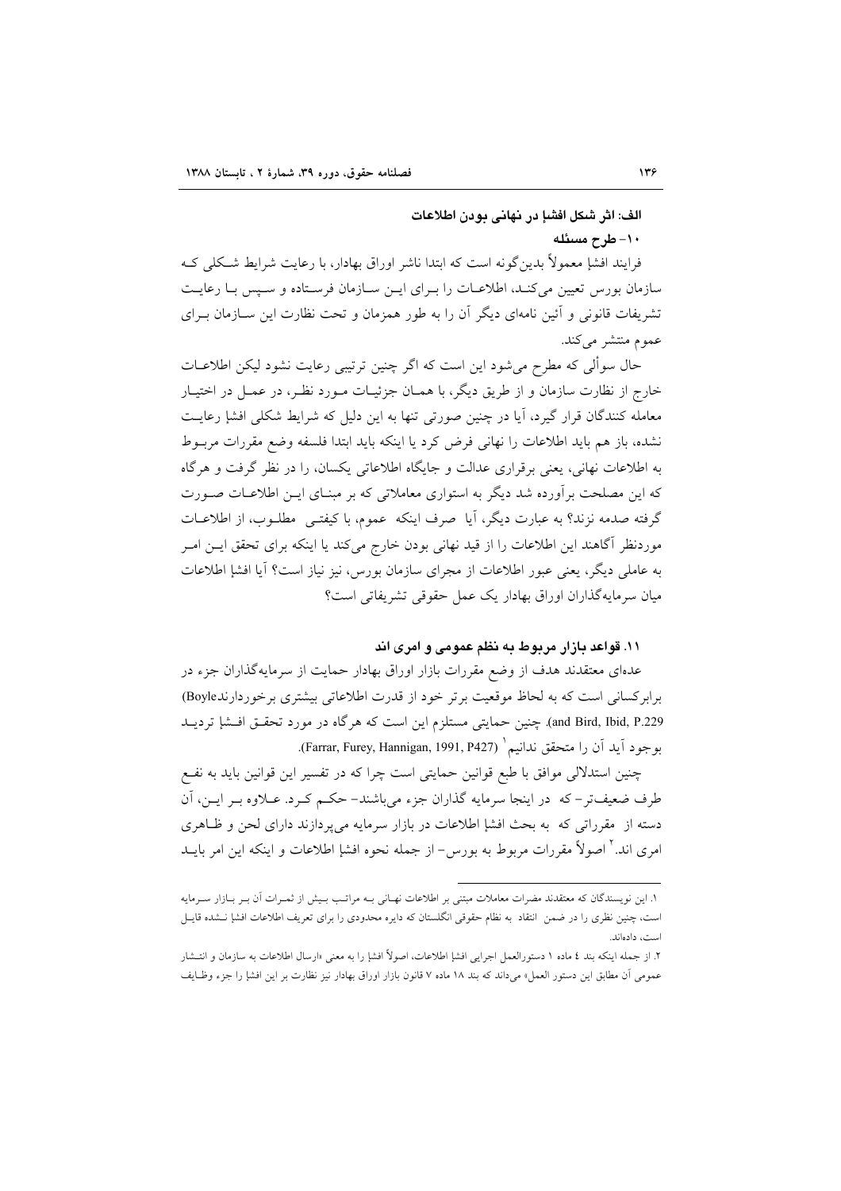### الف: اثر شکل افشا در نهانی بودن اطلاعات

#### ۱۰- طرح مسئله

فرایند افشا معمولاً بدین‌گونه است که ابتدا ناشر اوراق بهادار، با رعایت شرایط شکلی که سازمان بورس تعیین می‌کند، اطلاعات را برای این سازمان فرستاده و سپس با رعایت تشریفات قانونی و آئین نامه‌ای دیگر آن را به طور همزمان و تحت نظارت این سازمان برای عموم منتشر می‌کند.

حال سوألی که مطرح می‌شود این است که اگر چنین ترتیبی رعایت نشود لیکن اطلاعات خارج از نظارت سازمان و از طریق دیگر، با همان جزئیات مورد نظر، در عمل در اختیار معامله کنندگان قرار گیرد، آیا در چنین صورتی تنها به این دلیل که شرایط شکلی افشا رعایت نشده، باز هم باید اطلاعات را نهانی فرض کرد یا اینکه باید ابتدا فلسفه وضع مقررات مربوط به اطلاعات نهانی، یعنی برقراری عدالت و جایگاه اطلاعاتی یکسان، را در نظر گرفت و هرگاه که این مصلحت برآورده شد دیگر به استواری معاملاتی که بر مبنای این اطلاعات صورت گرفته صدمه نزند؟ به عبارت دیگر، آیا صرف اینکه عموم، با کیفیتی مطلوب، از اطلاعات موردنظر آگاهند این اطلاعات را از قید نهانی بودن خارج می‌کند یا اینکه برای تحقق این امر به عاملی دیگر، یعنی عبور اطلاعات از مجرای سازمان بورس، نیز نیاز است؟ آیا افشا اطلاعات میان سرمایه‌گذاران اوراق بهادار یک عمل حقوقی تشریفاتی است؟

#### ۱۱. قواعد بازار مربوط به نظم عمومی و امری اند

عده‌ای معتقدند هدف از وضع مقررات بازار اوراق بهادار حمایت از سرمایه‌گذاران جزء در برابرکسانی است که به لحاظ موقعیت برتر خود از قدرت اطلاعاتی بیشتری برخوردارند(Boyle and Bird, Ibid, P.229). چنین حمایتی مستلزم این است که هرگاه در مورد تحقق افشا تردید بوجود آید آن را متحقق ندانیم[۱] (Farrar, Furey, Hannigan, 1991, P427).

چنین استدلالی موافق با طبع قوانین حمایتی است چرا که در تفسیر این قوانین باید به نفع طرف ضعیف‌تر- که در اینجا سرمایه گذاران جزء می‌باشند- حکم کرد. علاوه بر این، آن دسته از مقرراتی که به بحث افشا اطلاعات در بازار سرمایه می‌پردازند دارای لحن و ظاهری امری اند.[۲] اصولاً مقررات مربوط به بورس- از جمله نحوه افشا اطلاعات و اینکه این امر باید

---

۱. این نویسندگان که معتقدند مضرات معاملات مبتنی بر اطلاعات نهانی به مراتب بیش از ثمرات آن بر بازار سرمایه است، چنین نظری را در ضمن انتقاد به نظام حقوقی انگلستان که دایره محدودی را برای تعریف اطلاعات افشا نشده قایل است، داده‌اند.

۲. از جمله اینکه بند ٤ ماده ۱ دستورالعمل اجرایی افشا اطلاعات، اصولاً افشا را به معنی «ارسال اطلاعات به سازمان و انتشار عمومی آن مطابق این دستور العمل» می‌داند که بند ۱۸ ماده ۷ قانون بازار اوراق بهادار نیز نظارت بر این افشا را جزء وظایف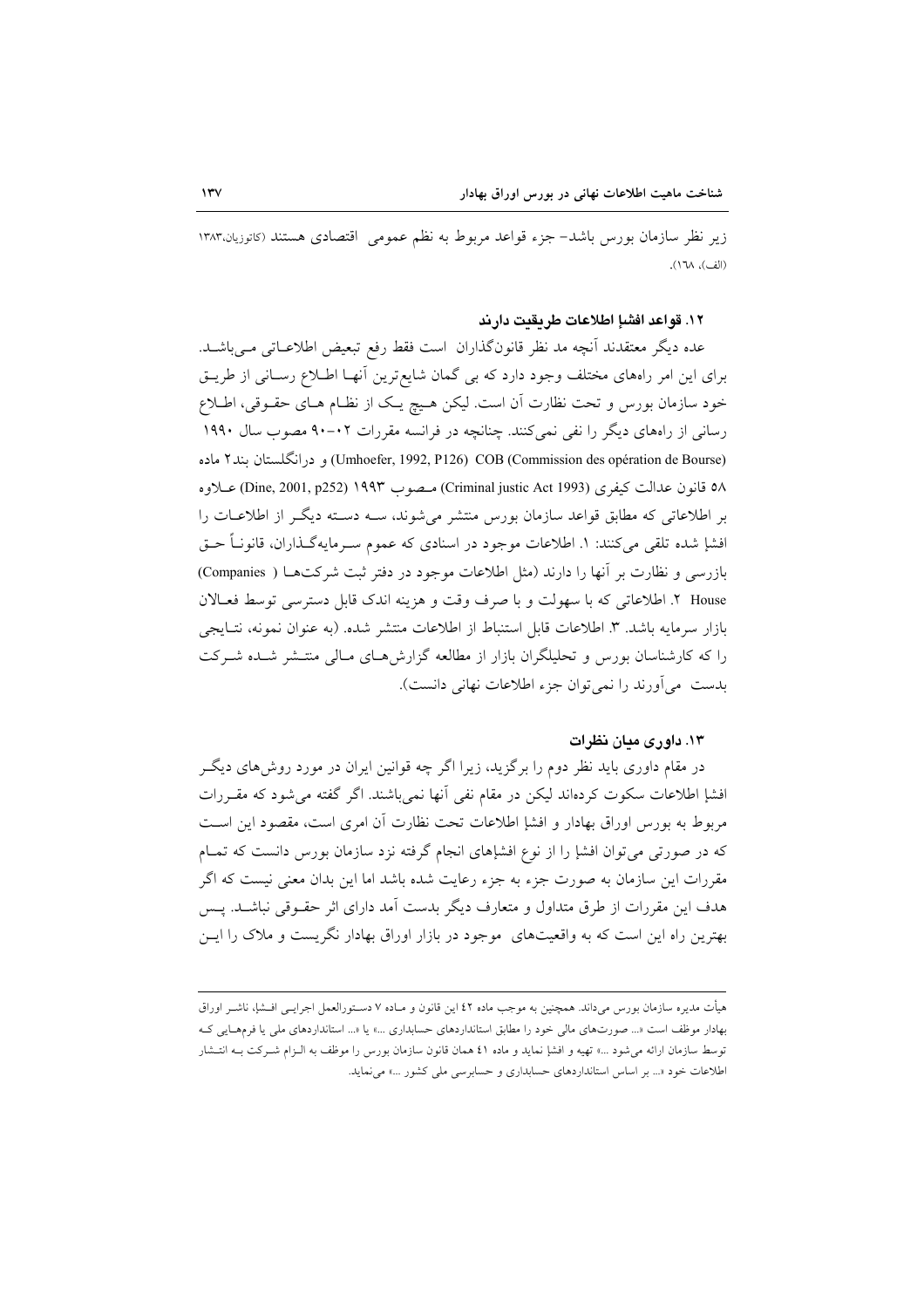زیر نظر سازمان بورس باشد- جزء قواعد مربوط به نظم عمومی اقتصادی هستند (کاتوزیان،۱۳۸۳(الف)، ۱٦۸).

### ۱۲. قواعد افشإ اطلاعات طریقیت دارند

عده دیگر معتقدند آنچه مد نظر قانون‌گذاران است فقط رفع تبعیض اطلاعاتی می‌باشد. برای این امر راه‌های مختلف وجود دارد که بی گمان شایع‌ترین آنها اطلاع رسانی از طریق خود سازمان بورس و تحت نظارت آن است. لیکن هیچ یک از نظام های حقوقی، اطلاع رسانی از راه‌های دیگر را نفی نمی‌کنند. چنانچه در فرانسه مقررات ۲۰-۹۰ مصوب سال ۱۹۹۰ COB (Commission des opération de Bourse) (Umhoefer, 1992, P126) و درانگلستان بند۲ ماده ۵۸ قانون عدالت کیفری (Criminal justic Act 1993) مصوب ۱۹۹۳ (Dine, 2001, p252) علاوه بر اطلاعاتی که مطابق قواعد سازمان بورس منتشر می‌شوند، سه دسته دیگر از اطلاعات را افشإ شده تلقی می‌کنند: ۱. اطلاعات موجود در اسنادی که عموم سرمایه‌گذاران، قانوناً حق بازرسی و نظارت بر آنها را دارند (مثل اطلاعات موجود در دفتر ثبت شرکت‌ها ( Companies House) ۲. اطلاعاتی که با سهولت و با صرف وقت و هزینه اندک قابل دسترسی توسط فعالان بازار سرمایه باشد. ۳. اطلاعات قابل استنباط از اطلاعات منتشر شده. (به عنوان نمونه، نتایجی را که کارشناسان بورس و تحلیلگران بازار از مطالعه گزارش‌های مالی منتشر شده شرکت بدست می‌آورند را نمی‌توان جزء اطلاعات نهانی دانست).

### ۱۳. داوری میان نظرات

در مقام داوری باید نظر دوم را برگزید، زیرا اگر چه قوانین ایران در مورد روش‌های دیگر افشإ اطلاعات سکوت کرده‌اند لیکن در مقام نفی آنها نمی‌باشند. اگر گفته می‌شود که مقررات مربوط به بورس اوراق بهادار و افشإ اطلاعات تحت نظارت آن امری است، مقصود این است که در صورتی می‌توان افشإ را از نوع افشإهای انجام گرفته نزد سازمان بورس دانست که تمام مقررات این سازمان به صورت جزء به جزء رعایت شده باشد اما این بدان معنی نیست که اگر هدف این مقررات از طرق متداول و متعارف دیگر بدست آمد دارای اثر حقوقی نباشد. پس بهترین راه این است که به واقعیت‌های موجود در بازار اوراق بهادار نگریست و ملاک را این

---

هیأت مدیره سازمان بورس می‌داند. همچنین به موجب ماده ٤٢ این قانون و ماده ۷ دستورالعمل اجرایی افشإ، ناشر اوراق بهادار موظف است «... صورت‌های مالی خود را مطابق استانداردهای حسابداری ...» یا «... استانداردهای ملی یا فرم‌هایی که توسط سازمان ارائه می‌شود ...» تهیه و افشإ نماید و ماده ٤١ همان قانون سازمان بورس را موظف به الزام شرکت به انتشار اطلاعات خود «... بر اساس استانداردهای حسابداری و حسابرسی ملی کشور ...» می‌نماید.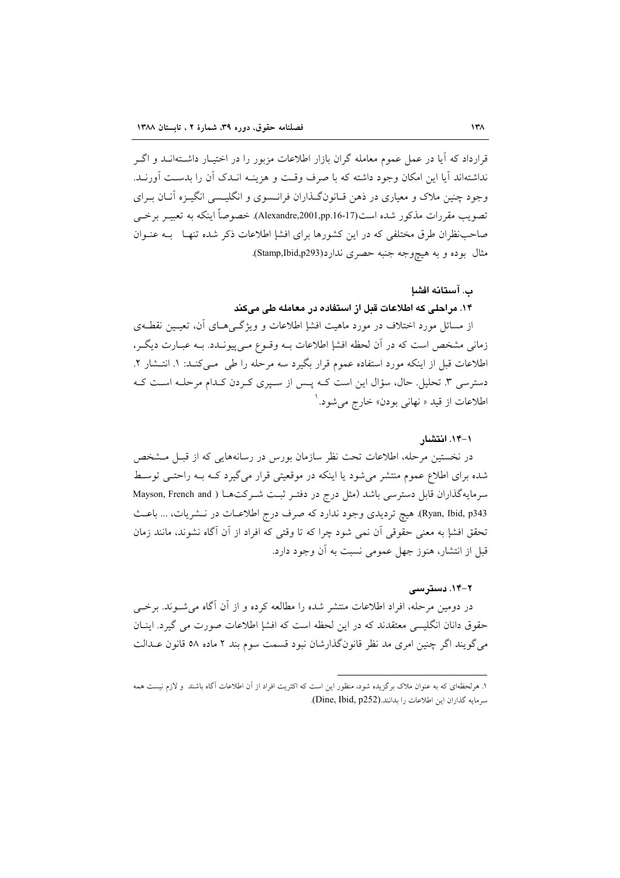قرارداد که آیا در عمل عموم معامله گران بازار اطلاعات مزبور را در اختیار داشته‌اند و اگر نداشته‌اند آیا این امکان وجود داشته که با صرف وقت و هزینه اندک آن را بدست آورند. وجود چنین ملاک و معیاری در ذهن قانون‌گذاران فرانسوی و انگلیسی انگیزه آنان برای تصویب مقررات مذکور شده است(Alexandre,2001,pp.16-17). خصوصاً اینکه به تعبیر برخی صاحب‌نظران طرق مختلفی که در این کشورها برای افشا اطلاعات ذکر شده تنها به عنوان مثال بوده و به هیچ‌وجه جنبه حصری ندارد(Stamp,Ibid,p293).

### ب. آستانه افشا

#### ۱۴. مراحلی که اطلاعات قبل از استفاده در معامله طی می‌کند

از مسائل مورد اختلاف در مورد ماهیت افشا اطلاعات و ویژگی‌های آن، تعیین نقطه‌ی زمانی مشخص است که در آن لحظه افشا اطلاعات به وقوع می‌پیوندد. به عبارت دیگر، اطلاعات قبل از اینکه مورد استفاده عموم قرار بگیرد سه مرحله را طی می‌کند: ۱. انتشار ۲. دسترسی ۳. تحلیل. حال، سؤال این است که پس از سپری کردن کدام مرحله است که اطلاعات از قید « نهانی بودن» خارج می‌شود.[1]

##### ۱-۱۴. انتشار

در نخستین مرحله، اطلاعات تحت نظر سازمان بورس در رسانه‌هایی که از قبل مشخص شده برای اطلاع عموم منتشر می‌شود یا اینکه در موقعیتی قرار می‌گیرد که به راحتی توسط سرمایه‌گذاران قابل دسترسی باشد (مثل درج در دفتر ثبت شرکت‌ها ( Mayson, French and Ryan, Ibid, p343). هیچ تردیدی وجود ندارد که صرف درج اطلاعات در نشریات، ... باعث تحقق افشا به معنی حقوقی آن نمی شود چرا که تا وقتی که افراد از آن آگاه نشوند، مانند زمان قبل از انتشار، هنوز جهل عمومی نسبت به آن وجود دارد.

##### ۲-۱۴. دسترسی

در دومین مرحله، افراد اطلاعات منتشر شده را مطالعه کرده و از آن آگاه می‌شوند. برخی حقوق دانان انگلیسی معتقدند که در این لحظه است که افشا اطلاعات صورت می گیرد. اینان می‌گویند اگر چنین امری مد نظر قانون‌گذارشان نبود قسمت سوم بند ۲ ماده ۵۸ قانون عدالت

---

[1] هرلحظه‌ای که به عنوان ملاک برگزیده شود، منظور این است که اکثریت افراد از آن اطلاعات آگاه باشند و لازم نیست همه سرمایه گذاران این اطلاعات را بدانند.(Dine, Ibid, p252).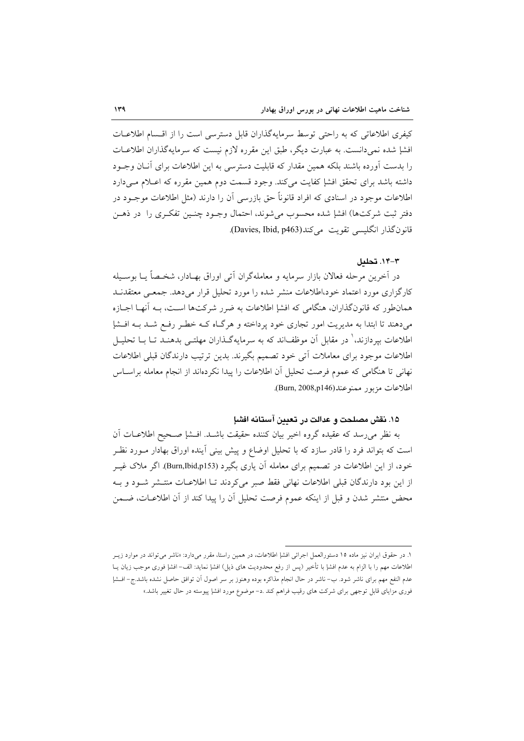کیفری اطلاعاتی که به راحتی توسط سرمایه‌گذاران قابل دسترسی است را از اقسام اطلاعات افشا شده نمی‌دانست. به عبارت دیگر، طبق این مقرره لازم نیست که سرمایه‌گذاران اطلاعات را بدست آورده باشند بلکه همین مقدار که قابلیت دسترسی به این اطلاعات برای آنان وجود داشته باشد برای تحقق افشا کفایت می‌کند. وجود قسمت دوم همین مقرره که اعلام می‌دارد اطلاعات موجود در اسنادی که افراد قانوناً حق بازرسی آن را دارند (مثل اطلاعات موجود در دفتر ثبت شرکت‌ها) افشا شده محسوب می‌شوند، احتمال وجود چنین تفکری را در ذهن قانونگذار انگلیسی تقویت می‌کند(Davies, Ibid, p463).

### ۳-۱۴. تحلیل

در آخرین مرحله فعالان بازار سرمایه و معامله‌گران آتی اوراق بهادار، شخصاً یا بوسیله کارگزاری مورد اعتماد خود،اطلاعات منشر شده را مورد تحلیل قرار می‌دهد. جمعی معتقدند همان‌طور که قانونگذاران، هنگامی که افشا اطلاعات به ضرر شرکت‌ها است، به آنها اجازه می‌دهند تا ابتدا به مدیریت امور تجاری خود پرداخته و هرگاه که خطر رفع شد به افشا اطلاعات بپردازند،[۱] در مقابل آن موظف‌اند که به سرمایه‌گذاران مهلتی بدهند تا با تحلیل اطلاعات موجود برای معاملات آتی خود تصمیم بگیرند. بدین ترتیب دارندگان قبلی اطلاعات نهانی تا هنگامی که عموم فرصت تحلیل آن اطلاعات را پیدا نکرده‌اند از انجام معامله براساس اطلاعات مزبور ممنوعند(Burn, 2008,p146).

## ۱۵. نقش مصلحت و عدالت در تعیین آستانه افشا

به نظر می‌رسد که عقیده گروه اخیر بیان کننده حقیقت باشد. افشا صحیح اطلاعات آن است که بتواند فرد را قادر سازد که با تحلیل اوضاع و پیش بینی آینده اوراق بهادار مورد نظر خود، از این اطلاعات در تصمیم برای معامله آن یاری بگیرد (Burn,Ibid,p153). اگر ملاک غیر از این بود دارندگان قبلی اطلاعات نهانی فقط صبر می‌کردند تا اطلاعات منتشر شود و به محض منتشر شدن و قبل از اینکه عموم فرصت تحلیل آن را پیدا کند از آن اطلاعات، ضمن

---

۱. در حقوق ایران نیز ماده ۱۵ دستورالعمل اجرائی افشا اطلاعات، در همین راستا، مقرر می‌دارد: «ناشر می‌تواند در موارد زیر اطلاعات مهم را با الزام به عدم افشا با تأخیر (پس از رفع محدودیت های ذیل) افشا نماید: الف- افشا فوری موجب زیان یا عدم النفع مهم برای ناشر شود. ب- ناشر در حال انجام مذاکره بوده وهنوز بر سر اصول آن توافق حاصل نشده باشد.ج- افشا فوری مزایای قابل توجهی برای شرکت های رقیب فراهم کند .د- موضوع مورد افشا پیوسته در حال تغییر باشد.»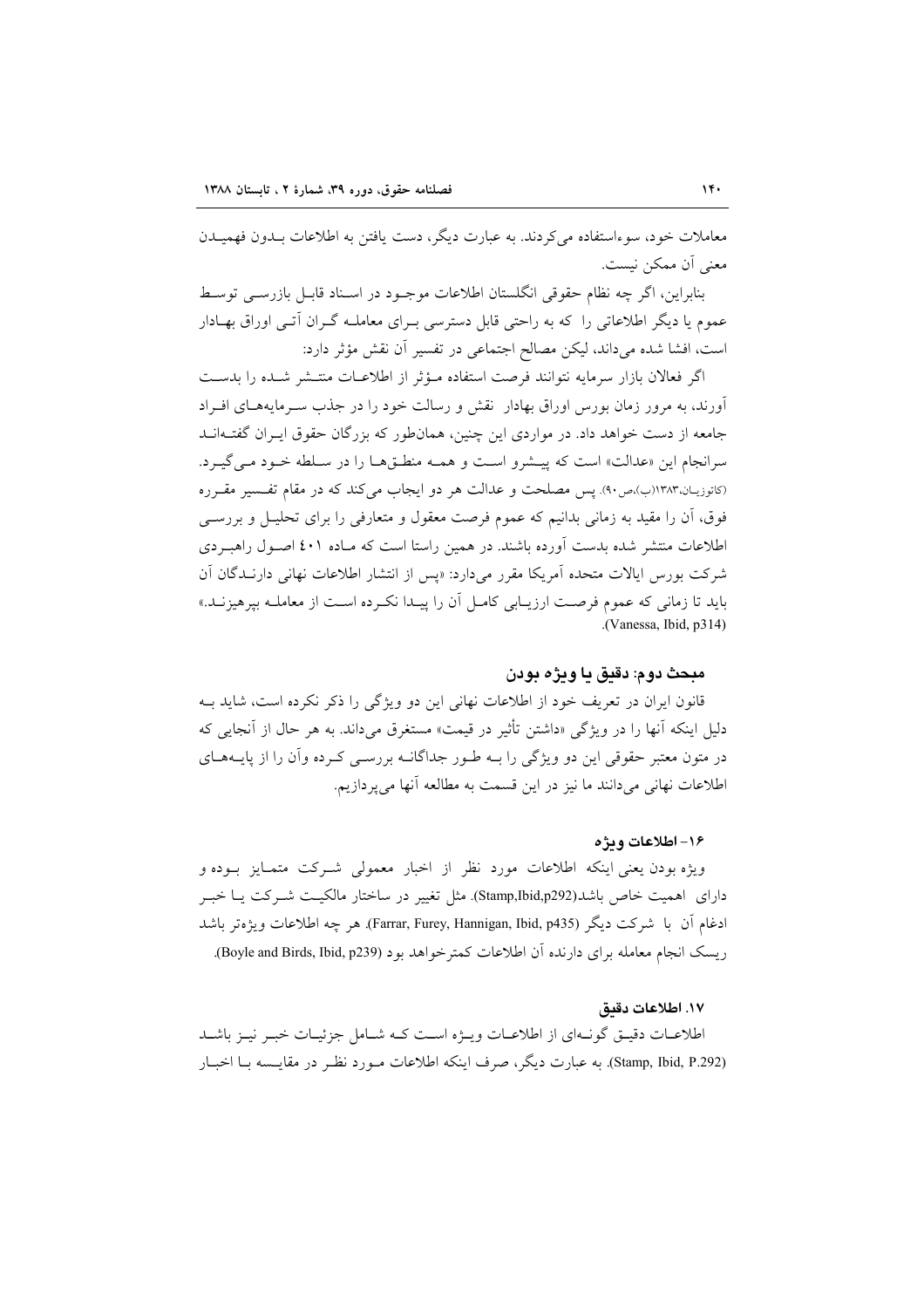معاملات خود، سوءاستفاده می‌کردند. به عبارت دیگر، دست یافتن به اطلاعات بـدون فهمیـدن معنی آن ممکن نیست.

بنابراین، اگر چه نظام حقوقی انگلستان اطلاعات موجـود در اسـناد قابـل بازرسـی توسـط عموم یا دیگر اطلاعاتی را که به راحتی قابل دسترسی بـرای معاملـه گـران آتـی اوراق بهـادار است، افشا شده می‌داند، لیکن مصالح اجتماعی در تفسیر آن نقش مؤثر دارد:

اگر فعالان بازار سرمایه نتوانند فرصت استفاده مـؤثر از اطلاعـات منتـشر شـده را بدسـت آورند، به مرور زمان بورس اوراق بهادار نقش و رسالت خود را در جذب سـرمایه‌هـای افـراد جامعه از دست خواهد داد. در مواردی این چنین، همان‌طور که بزرگان حقوق ایـران گفتـه‌انـد سرانجام این «عدالت» است که پیـشرو اسـت و همـه منطـق‌هـا را در سـلطه خـود مـی‌گیـرد. (کاتوزیـان،۱۳۸۳(ب)،ص۹۰). پس مصلحت و عدالت هر دو ایجاب می‌کند که در مقام تفـسیر مقـرره فوق، آن را مقید به زمانی بدانیم که عموم فرصت معقول و متعارفی را برای تحلیـل و بررسـی اطلاعات منتشر شده بدست آورده باشند. در همین راستا است که مـاده ۴۰۱ اصـول راهبـردی شرکت بورس ایالات متحده آمریکا مقرر می‌دارد: «پس از انتشار اطلاعات نهانی دارنـدگان آن باید تا زمانی که عموم فرصـت ارزیـابی کامـل آن را پیـدا نکـرده اسـت از معاملـه بپرهیزنـد.» (Vanessa, Ibid, p314).

## مبحث دوم: دقیق یا ویژه بودن

قانون ایران در تعریف خود از اطلاعات نهانی این دو ویژگی را ذکر نکرده است، شاید بـه دلیل اینکه آنها را در ویژگی «داشتن تأثیر در قیمت» مستغرق می‌داند. به هر حال از آنجایی که در متون معتبر حقوقی این دو ویژگی را بـه طـور جداگانـه بررسـی کـرده وآن را از پایـه‌هـای اطلاعات نهانی می‌دانند ما نیز در این قسمت به مطالعه آنها می‌پردازیم.

### ۱۶- اطلاعات ویژه

ویژه بودن یعنی اینکه اطلاعات مورد نظر از اخبار معمولی شـرکت متمـایز بـوده و دارای اهمیت خاص باشد(Stamp,Ibid,p292). مثل تغییر در ساختار مالکیـت شـرکت یـا خبـر ادغام آن با شرکت دیگر (Farrar, Furey, Hannigan, Ibid, p435). هر چه اطلاعات ویژه‌تر باشد ریسک انجام معامله برای دارنده آن اطلاعات کمترخواهد بود (Boyle and Birds, Ibid, p239).

### ۱۷. اطلاعات دقیق

اطلاعـات دقیـق گونـه‌ای از اطلاعـات ویـژه اسـت کـه شـامل جزئیـات خبـر نیـز باشـد (Stamp, Ibid, P.292). به عبارت دیگر، صرف اینکه اطلاعات مـورد نظـر در مقایـسه بـا اخبـار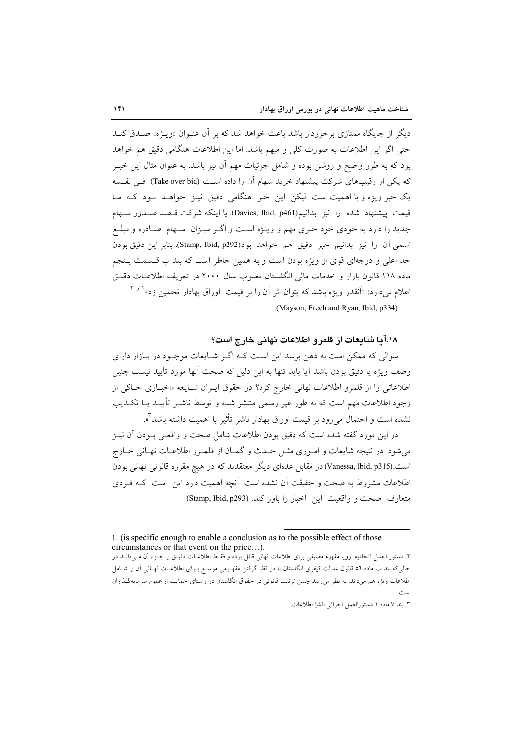دیگر از جایگاه ممتازی برخوردار باشد باعث خواهد شد که بر آن عنوان «ویژه» صدق کند حتی اگر این اطلاعات به صورت کلی و مبهم باشد. اما این اطلاعات هنگامی دقیق هم خواهد بود که به طور واضح و روشن بوده و شامل جزئیات مهم آن نیز باشد. به عنوان مثال این خبر که یکی از رقیب‌های شرکت پیشنهاد خرید سهام آن را داده است (Take over bid) فی نفسه یک خبر ویژه و با اهمیت است لیکن این خبر هنگامی دقیق نیز خواهد بود که ما قیمت پیشنهاد شده را نیز بدانیم(Davies, Ibid, p461). یا اینکه شرکت قصد صدور سهام جدید را دارد به خودی خود خبری مهم و ویژه است و اگر میزان سهام صادره و مبلغ اسمی آن را نیز بدانیم خبر دقیق هم خواهد بود(Stamp, Ibid, p292). بنابر این دقیق بودن حد اعلی و درجه‌ای قوی از ویژه بودن است و به همین خاطر است که بند ب قسمت پنجم ماده ۱۱۸ قانون بازار و خدمات مالی انگلستان مصوب سال ۲۰۰۰ در تعریف اطلاعات دقیق اعلام می‌دارد: «آنقدر ویژه باشد که بتوان اثر آن را بر قیمت اوراق بهادار تخمین زد»[۱ و ۲] (Mayson, Frech and Ryan, Ibid, p334).

## ۱۸.آیا شایعات از قلمرو اطلاعات نهانی خارج است؟

سوالی که ممکن است به ذهن برسد این است که اگر شایعات موجود در بازار دارای وصف ویژه یا دقیق بودن باشد آیا باید تنها به این دلیل که صحت آنها مورد تأیید نیست چنین اطلاعاتی را از قلمرو اطلاعات نهانی خارج کرد؟ در حقوق ایران شایعه «اخباری حاکی از وجود اطلاعات مهم است که به طور غیر رسمی منتشر شده و توسط ناشر تأیید یا تکذیب نشده است و احتمال می‌رود بر قیمت اوراق بهادار ناشر تأثیر با اهمیت داشته باشد[۳]».

در این مورد گفته شده است که دقیق بودن اطلاعات شامل صحت و واقعی بودن آن نیز می‌شود. در نتیجه شایعات و اموری مثل حدث و گمان از قلمرو اطلاعات نهانی خارج است.(Vanessa, Ibid, p315) در مقابل عده‌ای دیگر معتقدند که در هیچ مقرره قانونی نهانی بودن اطلاعات مشروط به صحت و حقیقت آن نشده است. آنچه اهمیت دارد این است که فردی متعارف صحت و واقعیت این اخبار را باور کند. (Stamp, Ibid, p293)

---

1. (is specific enough to enable a conclusion as to the possible effect of those circumstances or that event on the price…).

۲. دستور العمل اتحادیه اروپا مفهوم مضیقی برای اطلاعات نهانی قائل بوده و فقط اطلاعات دقیق را جزء آن می‌داند در حالی‌که بند ب ماده ۵۶ قانون عدالت کیفری انگلستان با در نظر گرفتن مفهومی موسع برای اطلاعات نهانی آن را شامل اطلاعات ویژه هم می‌داند. به نظر می‌رسد چنین ترتیب قانونی در حقوق انگلستان در راستای حمایت از عموم سرمایه‌گذاران است.

۳. بند ۷ ماده ۱ دستورالعمل اجرائی افشا اطلاعات.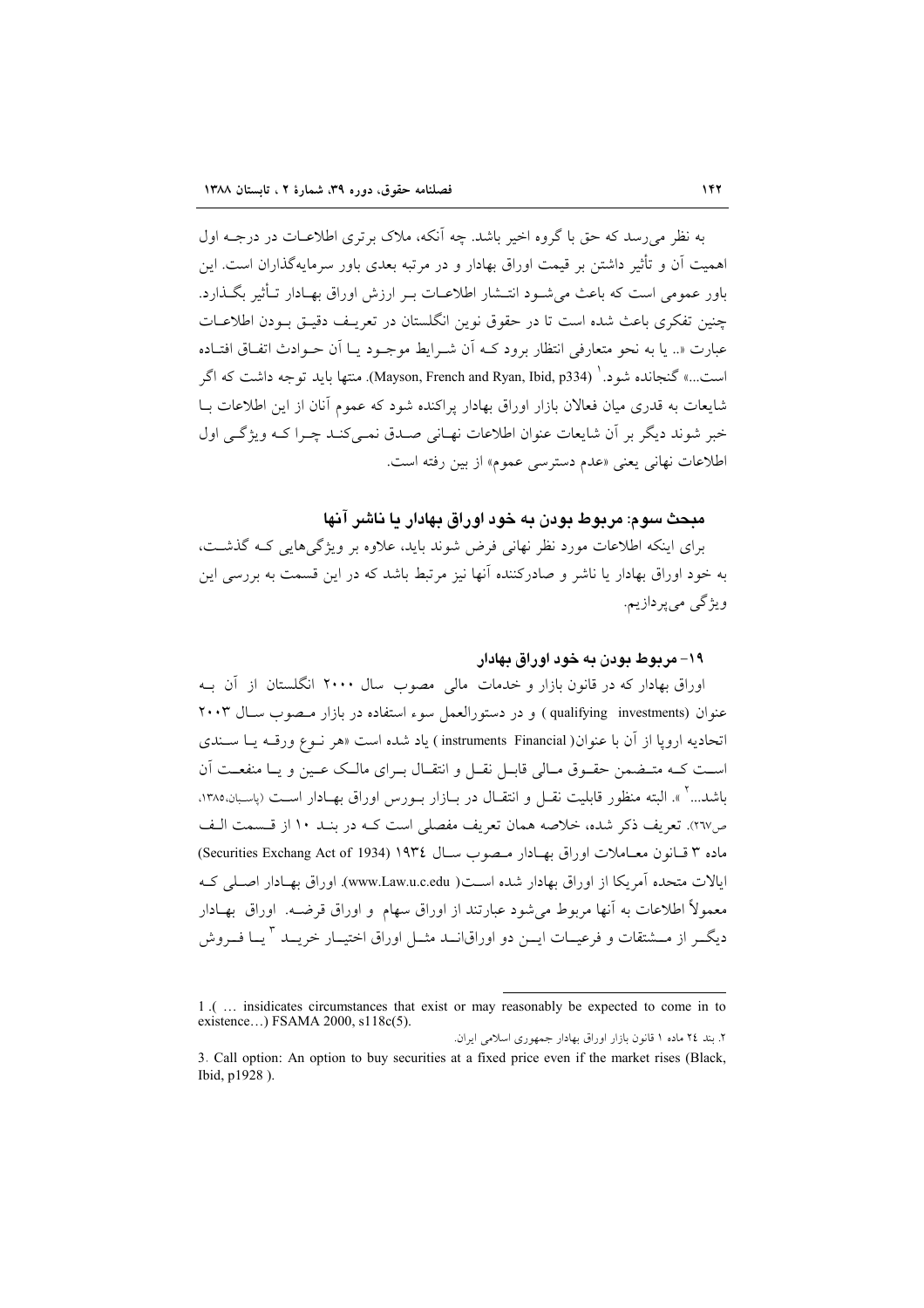به نظر می‌رسد که حق با گروه اخیر باشد. چه آنکه، ملاک برتری اطلاعات در درجه اول اهمیت آن و تأثیر داشتن بر قیمت اوراق بهادار و در مرتبه بعدی باور سرمایه‌گذاران است. این باور عمومی است که باعث می‌شود انتشار اطلاعات بر ارزش اوراق بهادار تأثیر بگذارد. چنین تفکری باعث شده است تا در حقوق نوین انگلستان در تعریف دقیق بودن اطلاعات عبارت «.. یا به نحو متعارفی انتظار برود که آن شرایط موجود یا آن حوادث اتفاق افتاده است...» گنجانده شود.[1] (Mayson, French and Ryan, Ibid, p334). منتها باید توجه داشت که اگر شایعات به قدری میان فعالان بازار اوراق بهادار پراکنده شود که عموم آنان از این اطلاعات با خبر شوند دیگر بر آن شایعات عنوان اطلاعات نهانی صدق نمی‌کند چرا که ویژگی اول اطلاعات نهانی یعنی «عدم دسترسی عموم» از بین رفته است.

## مبحث سوم: مربوط بودن به خود اوراق بهادار یا ناشر آنها

برای اینکه اطلاعات مورد نظر نهانی فرض شوند باید، علاوه بر ویژگی‌هایی که گذشت، به خود اوراق بهادار یا ناشر و صادرکننده آنها نیز مرتبط باشد که در این قسمت به بررسی این ویژگی می‌پردازیم.

### ۱۹- مربوط بودن به خود اوراق بهادار

اوراق بهادار که در قانون بازار و خدمات مالی مصوب سال ۲۰۰۰ انگلستان از آن به عنوان (qualifying investments) و در دستورالعمل سوء استفاده در بازار مصوب سال ۲۰۰۳ اتحادیه اروپا از آن با عنوان( Financial instruments ) یاد شده است «هر نوع ورقه یا سندی است که متضمن حقوق مالی قابل نقل و انتقال برای مالک عین و یا منفعت آن باشد...[2] ». البته منظور قابلیت نقل و انتقال در بازار بورس اوراق بهادار است (پاسبان،۱۳۸۵، ص۲۶۷). تعریف ذکر شده، خلاصه همان تعریف مفصلی است که در بند ۱۰ از قسمت الف ماده ۳ قانون معاملات اوراق بهادار مصوب سال ۱۹۳٤ (Securities Exchang Act of 1934) ایالات متحده آمریکا از اوراق بهادار شده است( www.Law.u.c.edu). اوراق بهادار اصلی که معمولاً اطلاعات به آنها مربوط می‌شود عبارتند از اوراق سهام و اوراق قرضه. اوراق بهادار دیگر از مشتقات و فرعیات این دو اوراقاند مثل اوراق اختیار خرید[3] یا فروش

---

1 .( … insidicates circumstances that exist or may reasonably be expected to come in to existence…) FSAMA 2000, s118c(5).

۲. بند ۲٤ ماده ۱ قانون بازار اوراق بهادار جمهوری اسلامی ایران.

3. Call option: An option to buy securities at a fixed price even if the market rises (Black, Ibid, p1928 ).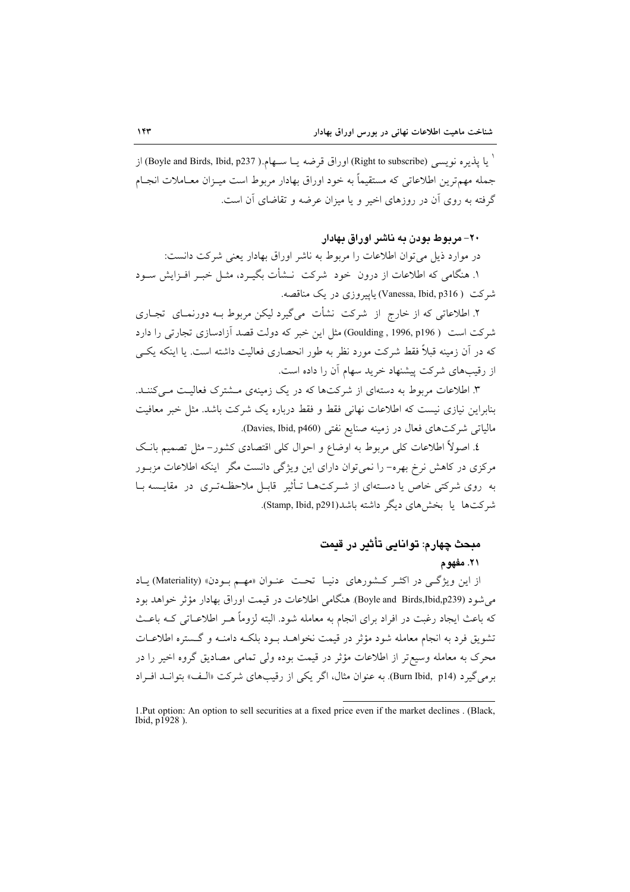[1] یا پذیره نویسی (Right to subscribe) اوراق قرضه یـا سـهام.( Boyle and Birds, Ibid, p237) از جمله مهم‌ترین اطلاعاتی که مستقیماً به خود اوراق بهادار مربوط است میـزان معـاملات انجـام گرفته به روی آن در روزهای اخیر و یا میزان عرضه و تقاضای آن است.

### ۲۰- مربوط بودن به ناشر اوراق بهادار

در موارد ذیل می‌توان اطلاعات را مربوط به ناشر اوراق بهادار یعنی شرکت دانست:

۱. هنگامی که اطلاعات از درون خود شرکت نـشأت بگیـرد، مثـل خبـر افـزایش سـود شرکت ( Vanessa, Ibid, p316) یاپیروزی در یک مناقصه.

۲. اطلاعاتی که از خارج از شرکت نشأت می‌گیرد لیکن مربوط بـه دورنمـای تجـاری شرکت است ( Goulding , 1996, p196) مثل این خبر که دولت قصد آزادسازی تجارتی را دارد که در آن زمینه قبلاً فقط شرکت مورد نظر به طور انحصاری فعالیت داشته است. یا اینکه یکـی از رقیب‌های شرکت پیشنهاد خرید سهام آن را داده است.

۳. اطلاعات مربوط به دسته‌ای از شرکت‌ها که در یک زمینه‌ی مـشترک فعالیـت مـی‌کننـد. بنابراین نیازی نیست که اطلاعات نهانی فقط و فقط درباره یک شرکت باشد. مثل خبر معافیت مالیاتی شرکت‌های فعال در زمینه صنایع نفتی (Davies, Ibid, p460).

٤. اصولاً اطلاعات کلی مربوط به اوضاع و احوال کلی اقتصادی کشور- مثل تصمیم بانـک مرکزی در کاهش نرخ بهره- را نمی‌توان دارای این ویژگی دانست مگر اینکه اطلاعات مزبـور به روی شرکتی خاص یا دسـته‌ای از شـرکت‌هـا تـأثیر قابـل ملاحظـه‌تـری در مقایـسه بـا شرکت‌ها یا بخش‌های دیگر داشته باشد(Stamp, Ibid, p291).

## مبحث چهارم: توانایی تأثیر در قیمت

### ۲۱. مفهوم

از این ویژگـی در اکثـر کـشورهای دنیـا تحـت عنـوان «مهـم بـودن» (Materiality) یـاد می‌شود (Boyle and Birds,Ibid,p239). هنگامی اطلاعات در قیمت اوراق بهادار مؤثر خواهد بود که باعث ایجاد رغبت در افراد برای انجام به معامله شود. البته لزوماً هـر اطلاعـاتی کـه باعـث تشویق فرد به انجام معامله شود مؤثر در قیمت نخواهـد بـود بلکـه دامنـه و گـستره اطلاعـات محرک به معامله وسیع‌تر از اطلاعات مؤثر در قیمت بوده ولی تمامی مصادیق گروه اخیر را در برمی‌گیرد (Burn Ibid, p14). به عنوان مثال، اگر یکی از رقیب‌های شرکت «الـف» بتوانـد افـراد

---

1.Put option: An option to sell securities at a fixed price even if the market declines . (Black, Ibid, p1928 ).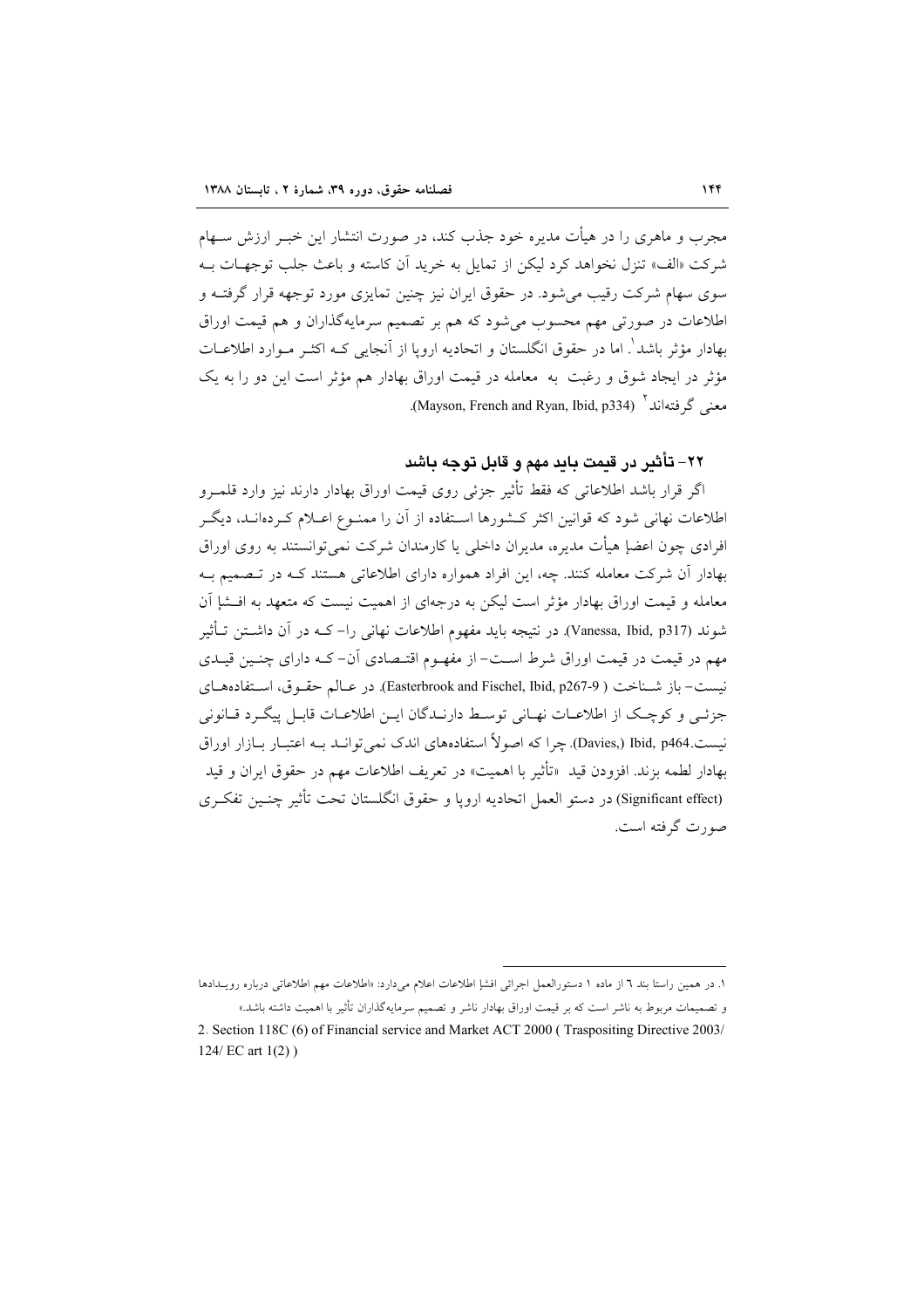مجرب و ماهری را در هیأت مدیره خود جذب کند، در صورت انتشار این خبر ارزش سهام شرکت «الف» تنزل نخواهد کرد لیکن از تمایل به خرید آن کاسته و باعث جلب توجهات به سوی سهام شرکت رقیب می‌شود. در حقوق ایران نیز چنین تمایزی مورد توجهه قرار گرفته و اطلاعات در صورتی مهم محسوب می‌شود که هم بر تصمیم سرمایه‌گذاران و هم قیمت اوراق بهادار مؤثر باشد[1]. اما در حقوق انگلستان و اتحادیه اروپا از آنجایی که اکثر موارد اطلاعات مؤثر در ایجاد شوق و رغبت به معامله در قیمت اوراق بهادار هم مؤثر است این دو را به یک معنی گرفته‌اند[2] (Mayson, French and Ryan, Ibid, p334).

## ۲۲- تأثیر در قیمت باید مهم و قابل توجه باشد

اگر قرار باشد اطلاعاتی که فقط تأثیر جزئی روی قیمت اوراق بهادار دارند نیز وارد قلمرو اطلاعات نهانی شود که قوانین اکثر کشورها استفاده از آن را ممنوع اعلام کرده‌اند، دیگر افرادی چون اعضإ هیأت مدیره، مدیران داخلی یا کارمندان شرکت نمی‌توانستند به روی اوراق بهادار آن شرکت معامله کنند. چه، این افراد همواره دارای اطلاعاتی هستند که در تصمیم به معامله و قیمت اوراق بهادار مؤثر است لیکن به درجه‌ای از اهمیت نیست که متعهد به افشإ آن شوند (Vanessa, Ibid, p317). در نتیجه باید مفهوم اطلاعات نهانی را- که در آن داشتن تأثیر مهم در قیمت در قیمت اوراق شرط است- از مفهوم اقتصادی آن- که دارای چنین قیدی نیست- باز شناخت (Easterbrook and Fischel, Ibid, p267-9). در عالم حقوق، استفاده‌های جزئی و کوچک از اطلاعات نهانی توسط دارندگان این اطلاعات قابل پیگرد قانونی نیست.(Davies,) Ibid, p464). چرا که اصولاً استفاده‌های اندک نمی‌توانند به اعتبار بازار اوراق بهادار لطمه بزنند. افزودن قید «تأثیر با اهمیت» در تعریف اطلاعات مهم در حقوق ایران و قید (Significant effect) در دستو العمل اتحادیه اروپا و حقوق انگلستان تحت تأثیر چنین تفکری صورت گرفته است.

---

۱. در همین راستا بند ٦ از ماده ۱ دستورالعمل اجرائی افشإ اطلاعات اعلام می‌دارد: «اطلاعات مهم اطلاعاتی درباره رویدادها و تصمیمات مربوط به ناشر است که بر قیمت اوراق بهادار ناشر و تصمیم سرمایه‌گذاران تأثیر با اهمیت داشته باشد.»

2. Section 118C (6) of Financial service and Market ACT 2000 ( Trasspositing Directive 2003/ 124/ EC art 1(2) )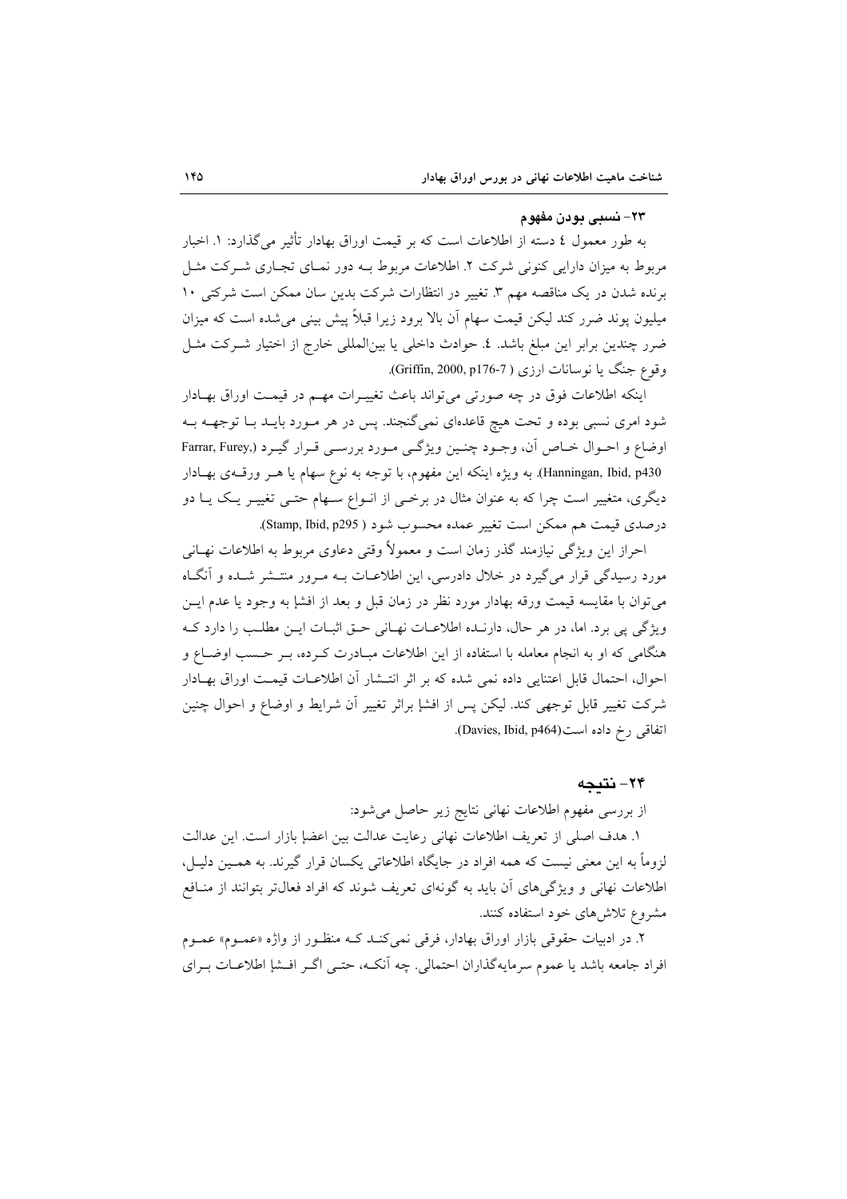### ۲۳- نسبی بودن مفهوم

به طور معمول ٤ دسته از اطلاعات است که بر قیمت اوراق بهادار تأثیر می‌گذارد: ۱. اخبار مربوط به میزان دارایی کنونی شرکت ۲. اطلاعات مربوط بـه دور نمـای تجـاری شـرکت مثـل برنده شدن در یک مناقصه مهم ۳. تغییر در انتظارات شرکت بدین سان ممکن است شرکتی ۱۰ میلیون پوند ضرر کند لیکن قیمت سهام آن بالا برود زیرا قبلاً پیش بینی می‌شده است که میزان ضرر چندین برابر این مبلغ باشد. ٤. حوادث داخلی یا بین‌المللی خارج از اختیار شـرکت مثـل وقوع جنگ یا نوسانات ارزی (Griffin, 2000, p176-7).

اینکه اطلاعات فوق در چه صورتی می‌تواند باعث تغییـرات مهـم در قیمـت اوراق بهـادار شود امری نسبی بوده و تحت هیچ قاعده‌ای نمی‌گنجند. پس در هر مـورد بایـد بـا توجهـه بـه اوضاع و احـوال خـاص آن، وجـود چنـین ویژگـی مـورد بررسـی قـرار گیـرد (Farrar, Furey,, Hanningan, Ibid, p430). به ویژه اینکه این مفهوم، با توجه به نوع سهام یا هـر ورقـه‌ی بهـادار دیگری، متغییر است چرا که به عنوان مثال در برخـی از انـواع سـهام حتـی تغییـر یـک یـا دو درصدی قیمت هم ممکن است تغییر عمده محسوب شود (Stamp, Ibid, p295).

احراز این ویژگی نیازمند گذر زمان است و معمولاً وقتی دعاوی مربوط به اطلاعات نهـانی مورد رسیدگی قرار می‌گیرد در خلال دادرسی، این اطلاعـات بـه مـرور منتـشر شـده و آنگـاه می‌توان با مقایسه قیمت ورقه بهادار مورد نظر در زمان قبل و بعد از افشإ به وجود یا عدم ایـن ویژگی پی برد. اما، در هر حال، دارنـده اطلاعـات نهـانی حـق اثبـات ایـن مطلـب را دارد کـه هنگامی که او به انجام معامله با استفاده از این اطلاعات مبـادرت کـرده، بـر حـسب اوضـاع و احوال، احتمال قابل اعتنایی داده نمی شده که بر اثر انتـشار آن اطلاعـات قیمـت اوراق بهـادار شرکت تغییر قابل توجهی کند. لیکن پس از افشإ براثر تغییر آن شرایط و اوضاع و احوال چنین اتفاقی رخ داده است(Davies, Ibid, p464).

### ۲۴- نتیجه

از بررسی مفهوم اطلاعات نهانی نتایج زیر حاصل می‌شود:

۱. هدف اصلی از تعریف اطلاعات نهانی رعایت عدالت بین اعضإ بازار است. این عدالت لزوماً به این معنی نیست که همه افراد در جایگاه اطلاعاتی یکسان قرار گیرند. به همـین دلیـل، اطلاعات نهانی و ویژگی‌های آن باید به گونه‌ای تعریف شوند که افراد فعال‌تر بتوانند از منـافع مشروع تلاش‌های خود استفاده کنند.

۲. در ادبیات حقوقی بازار اوراق بهادار، فرقی نمی‌کنـد کـه منظـور از واژه «عمـوم» عمـوم افراد جامعه باشد یا عموم سرمایه‌گذاران احتمالی. چه آنکـه، حتـی اگـر افـشإ اطلاعـات بـرای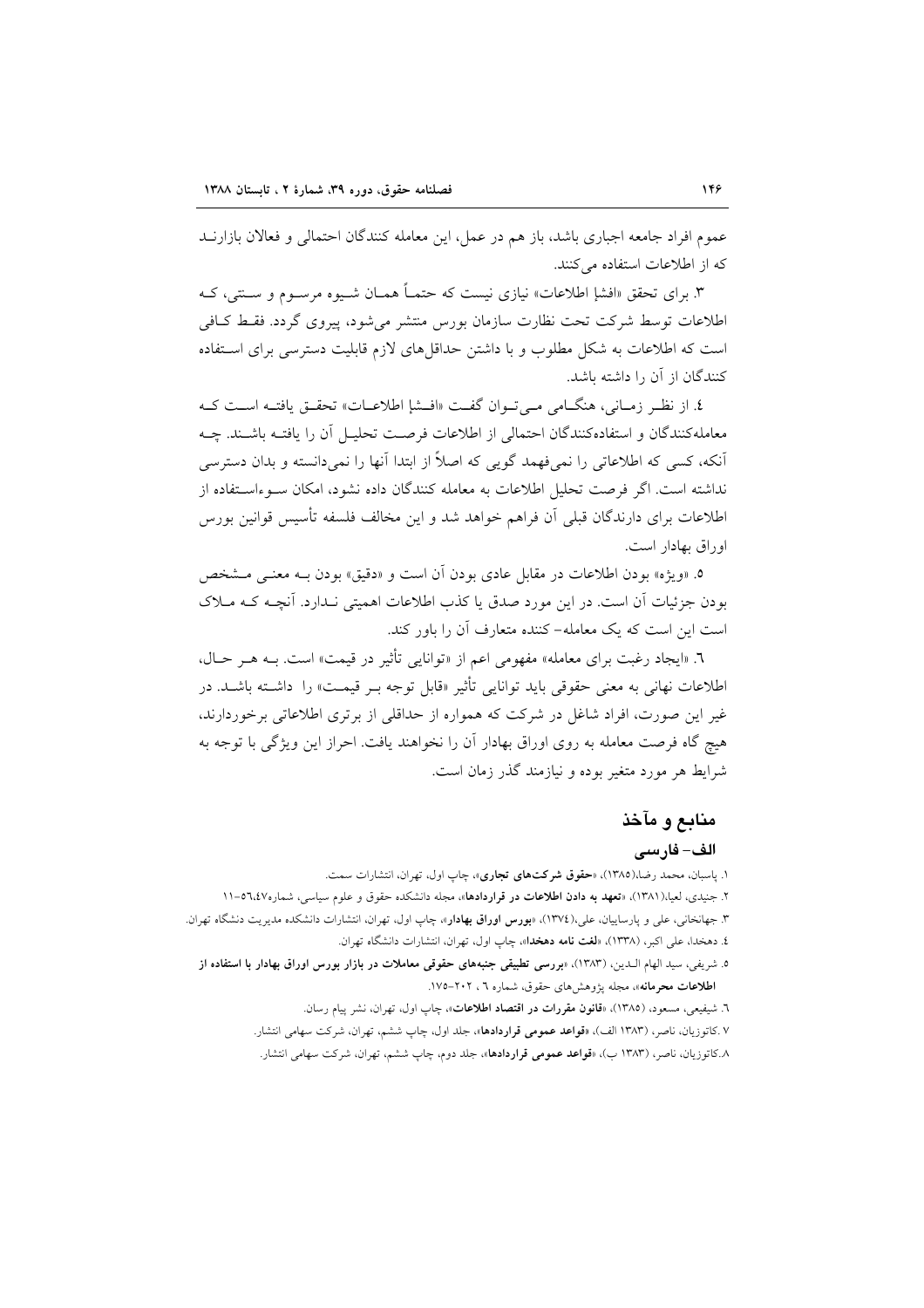عموم افراد جامعه اجباری باشد، باز هم در عمل، این معامله کنندگان احتمالی و فعالان بازارنـد که از اطلاعات استفاده می‌کنند.

۳. برای تحقق «افشا اطلاعات» نیازی نیست که حتماً همـان شـیوه مرسـوم و سـنتی، کـه اطلاعات توسط شرکت تحت نظارت سازمان بورس منتشر می‌شود، پیروی گردد. فقـط کـافی است که اطلاعات به شکل مطلوب و با داشتن حداقل‌های لازم قابلیت دسترسی برای اسـتفاده کنندگان از آن را داشته باشد.

٤. از نظـر زمـانی، هنگـامی مـی‌تـوان گفـت «افـشا اطلاعـات» تحقـق یافتـه اسـت کـه معامله‌کنندگان و استفاده‌کنندگان احتمالی از اطلاعات فرصـت تحلیـل آن را یافتـه باشـند. چـه آنکه، کسی که اطلاعاتی را نمی‌فهمد گویی که اصلاً از ابتدا آنها را نمی‌دانسته و بدان دسترسی نداشته است. اگر فرصت تحلیل اطلاعات به معامله کنندگان داده نشود، امکان سـوءاسـتفاده از اطلاعات برای دارندگان قبلی آن فراهم خواهد شد و این مخالف فلسفه تأسیس قوانین بورس اوراق بهادار است.

٥. «ویژه» بودن اطلاعات در مقابل عادی بودن آن است و «دقیق» بودن بـه معنـی مـشخص بودن جزئیات آن است. در این مورد صدق یا کذب اطلاعات اهمیتی نـدارد. آنچـه کـه مـلاک است این است که یک معامله- کننده متعارف آن را باور کند.

٦. «ایجاد رغبت برای معامله» مفهومی اعم از «توانایی تأثیر در قیمت» است. بـه هـر حـال، اطلاعات نهانی به معنی حقوقی باید توانایی تأثیر «قابل توجه بـر قیمـت» را داشـته باشـد. در غیر این صورت، افراد شاغل در شرکت که همواره از حداقلی از برتری اطلاعاتی برخوردارند، هیچ گاه فرصت معامله به روی اوراق بهادار آن را نخواهند یافت. احراز این ویژگی با توجه به شرایط هر مورد متغیر بوده و نیازمند گذر زمان است.

## منابع و مآخذ

### الف- فارسی

۱. پاسبان، محمد رضا،(۱۳۸۵)، «**حقوق شرکت‌های تجاری**»، چاپ اول، تهران، انتشارات سمت.

۲. جنیدی، لعیا،(۱۳۸۱)، «**تعهد به دادن اطلاعات در قراردادها**»، مجله دانشکده حقوق و علوم سیاسی، شماره٤٧، ٥٦-١١

۳. جهانخانی، علی و پارساییان، علی،(١٣٧٤)، «**بورس اوراق بهادار**»، چاپ اول، تهران، انتشارات دانشکده مدیریت دنشگاه تهران.

٤. دهخدا، علی اکبر، (١٣٣٨)، «**لغت نامه دهخدا**»، چاپ اول، تهران، انتشارات دانشگاه تهران.

٥. شریفی، سید الهام الـدین، (١٣٨٣)، «**بررسی تطبیقی جنبه‌های حقوقی معاملات در بازار بورس اوراق بهادار با استفاده از اطلاعات محرمانه**»، مجله پژوهش‌های حقوق، شماره ٦ ، ٢٠٢-١٧٥.

٦. شیفیعی، مسعود، (١٣٨٥)، «**قانون مقررات در اقتصاد اطلاعات**»، چاپ اول، تهران، نشر پیام رسان.

٧ .کاتوزیان، ناصر، (١٣٨٣ الف)، «**قواعد عمومی قراردادها**»، جلد اول، چاپ ششم، تهران، شرکت سهامی انتشار.

٨.کاتوزیان، ناصر، (١٣٨٣ ب)، «**قواعد عمومی قراردادها**»، جلد دوم، چاپ ششم، تهران، شرکت سهامی انتشار.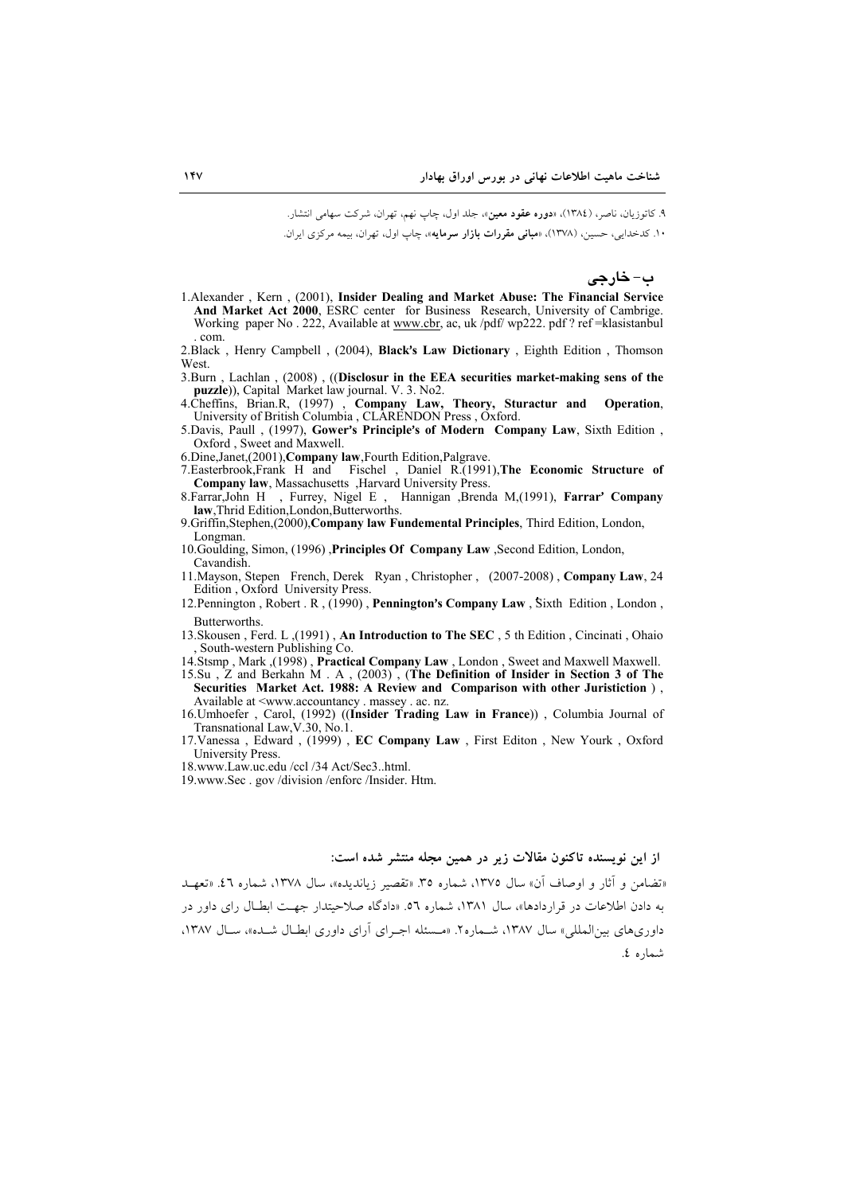۹. کاتوزیان، ناصر، (۱۳۸٤)، «**دوره عقود معین**»، جلد اول، چاپ نهم، تهران، شرکت سهامی انتشار.

۱۰. کدخدایی، حسین، (۱۳۷۸)، «**مبانی مقررات بازار سرمایه**»، چاپ اول، تهران، بیمه مرکزی ایران.

## ب- خارجی

1.Alexander , Kern , (2001), **Insider Dealing and Market Abuse: The Financial Service And Market Act 2000**, ESRC center for Business Research, University of Cambrige. Working paper No . 222, Available at www.cbr, ac, uk /pdf/ wp222. pdf ? ref =klasistanbul . com.

2.Black , Henry Campbell , (2004), **Black's Law Dictionary** , Eighth Edition , Thomson West.

3.Burn , Lachlan , (2008) , ((**Disclosur in the EEA securities market-making sens of the puzzle**)), Capital Market law journal. V. 3. No2.

4.Cheffins, Brian.R, (1997) , **Company Law, Theory, Sturactur and Operation**, University of British Columbia , CLARENDON Press , Oxford.

5.Davis, Paull , (1997), **Gower's Principle's of Modern Company Law**, Sixth Edition , Oxford , Sweet and Maxwell.

6.Dine,Janet,(2001),**Company law**,Fourth Edition,Palgrave.

7.Easterbrook,Frank H and Fischel , Daniel R.(1991),**The Economic Structure of Company law**, Massachusetts ,Harvard University Press.

8.Farrar,John H , Furrey, Nigel E , Hannigan ,Brenda M,(1991), **Farrar' Company law**,Thrid Edition,London,Butterworths.

9.Griffin,Stephen,(2000),**Company law Fundemental Principles**, Third Edition, London, Longman.

10.Goulding, Simon, (1996) ,**Principles Of Company Law** ,Second Edition, London, Cavandish.

11.Mayson, Stepen French, Derek Ryan , Christopher , (2007-2008) , **Company Law**, 24 Edition , Oxford University Press.

12.Pennington , Robert . R , (1990) , **Pennington's Company Law** , Sixth Edition , London , Butterworths.

13.Skousen , Ferd. L ,(1991) , **An Introduction to The SEC** , 5 th Edition , Cincinati , Ohaio , South-western Publishing Co.

14.Stsmp , Mark ,(1998) , **Practical Company Law** , London , Sweet and Maxwell Maxwell.

15.Su , Z and Berkahn M . A , (2003) , (**The Definition of Insider in Section 3 of The Securities Market Act. 1988: A Review and Comparison with other Juristiction** ) , Available at <www.accountancy . massey . ac. nz.

16.Umhoefer , Carol, (1992) ((**Insider Trading Law in France**)) , Columbia Journal of Transnational Law,V.30, No.1.

17.Vanessa , Edward , (1999) , **EC Company Law** , First Editon , New Yourk , Oxford University Press.

18.www.Law.uc.edu /ccl /34 Act/Sec3..html.

19.www.Sec . gov /division /enforc /Insider. Htm.

**از این نویسنده تاکنون مقالات زیر در همین مجله منتشر شده است:**

«تضامن و آثار و اوصاف آن» سال ۱۳۷۵، شماره ۳۵. «تقصیر زیاندیده»، سال ۱۳۷۸، شماره ٤٦. «تعهد به دادن اطلاعات در قراردادها»، سال ۱۳۸۱، شماره ٥٦. «دادگاه صلاحیتدار جهت ابطال رای داور در داوری‌های بین‌المللی» سال ۱۳۸۷، شماره۲. «مسئله اجرای آرای داوری ابطال شده»، سال ۱۳۸۷، شماره ٤.